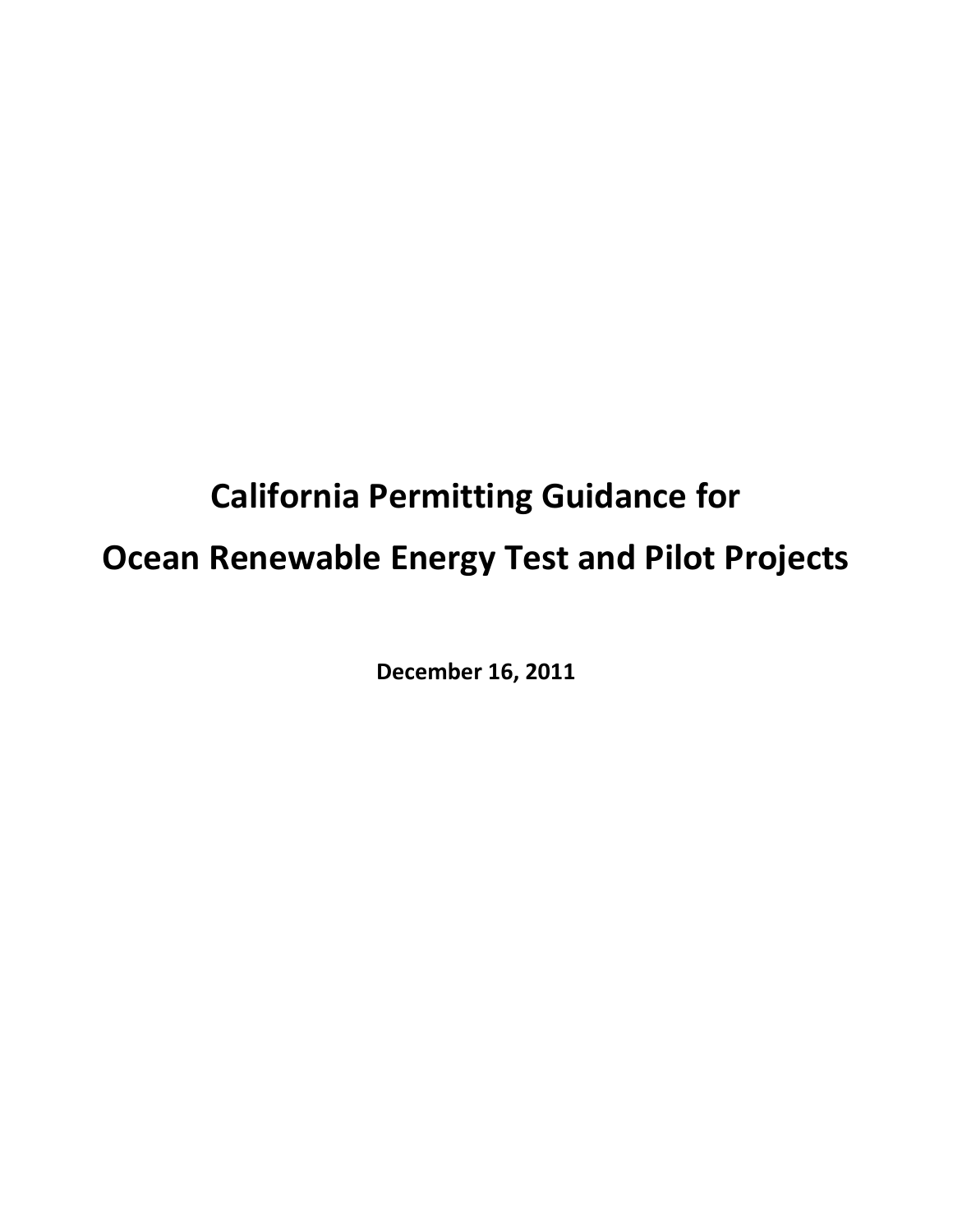# California Permitting Guidance for Ocean Renewable Energy Test and Pilot Projects

**December 16, 2011**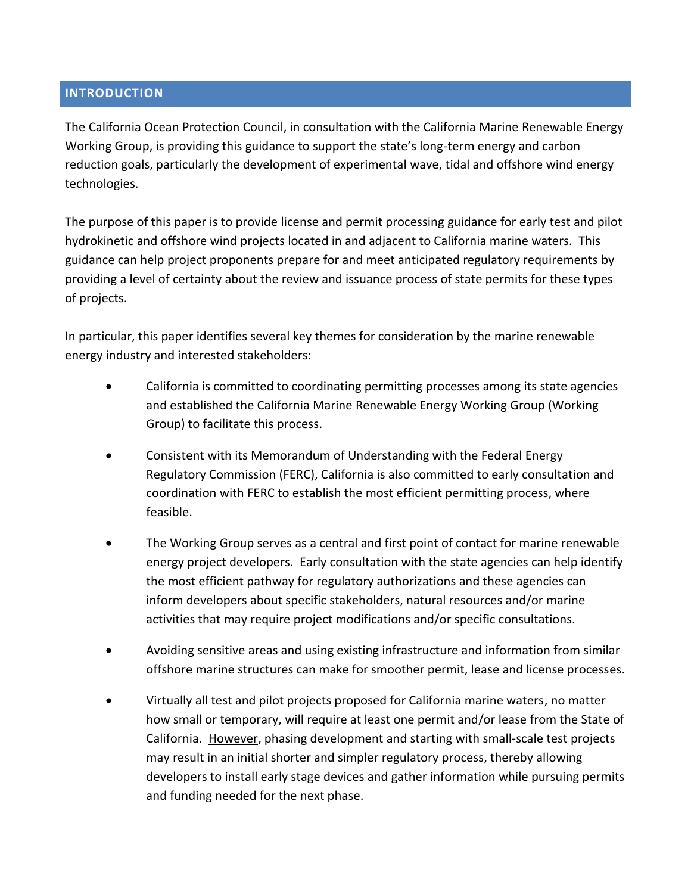## INTRODUCTION

The California Ocean Protection Council, in consultation with the California Marine Renewable Energy Working Group, is providing this guidance to support the state's long-term energy and carbon reduction goals, particularly the development of experimental wave, tidal and offshore wind energy technologies.

The purpose of this paper is to provide license and permit processing guidance for early test and pilot hydrokinetic and offshore wind projects located in and adjacent to California marine waters. This guidance can help project proponents prepare for and meet anticipated regulatory requirements by providing a level of certainty about the review and issuance process of state permits for these types of projects.

In particular, this paper identifies several key themes for consideration by the marine renewable energy industry and interested stakeholders:

- California is committed to coordinating permitting processes among its state agencies and established the California Marine Renewable Energy Working Group (Working Group) to facilitate this process.
- Consistent with its Memorandum of Understanding with the Federal Energy Regulatory Commission (FERC), California is also committed to early consultation and coordination with FERC to establish the most efficient permitting process, where feasible.
- The Working Group serves as a central and first point of contact for marine renewable energy project developers. Early consultation with the state agencies can help identify the most efficient pathway for regulatory authorizations and these agencies can inform developers about specific stakeholders, natural resources and/or marine activities that may require project modifications and/or specific consultations.
- Avoiding sensitive areas and using existing infrastructure and information from similar offshore marine structures can make for smoother permit, lease and license processes.
- Virtually all test and pilot projects proposed for California marine waters, no matter how small or temporary, will require at least one permit and/or lease from the State of California. <u>However</u>, phasing development and starting with small-scale test projects may result in an initial shorter and simpler regulatory process, thereby allowing developers to install early stage devices and gather information while pursuing permits and funding needed for the next phase.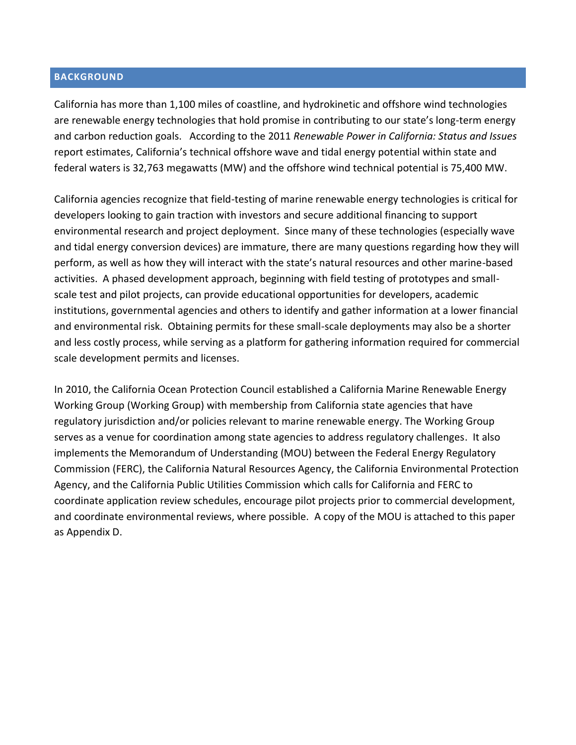## BACKGROUND

California has more than 1,100 miles of coastline, and hydrokinetic and offshore wind technologies are renewable energy technologies that hold promise in contributing to our state's long-term energy and carbon reduction goals. According to the 2011 *Renewable Power in California: Status and Issues* report estimates, California's technical offshore wave and tidal energy potential within state and federal waters is 32,763 megawatts (MW) and the offshore wind technical potential is 75,400 MW.

California agencies recognize that field-testing of marine renewable energy technologies is critical for developers looking to gain traction with investors and secure additional financing to support environmental research and project deployment. Since many of these technologies (especially wave and tidal energy conversion devices) are immature, there are many questions regarding how they will perform, as well as how they will interact with the state's natural resources and other marine-based activities. A phased development approach, beginning with field testing of prototypes and small-scale test and pilot projects, can provide educational opportunities for developers, academic institutions, governmental agencies and others to identify and gather information at a lower financial and environmental risk. Obtaining permits for these small-scale deployments may also be a shorter and less costly process, while serving as a platform for gathering information required for commercial scale development permits and licenses.

In 2010, the California Ocean Protection Council established a California Marine Renewable Energy Working Group (Working Group) with membership from California state agencies that have regulatory jurisdiction and/or policies relevant to marine renewable energy. The Working Group serves as a venue for coordination among state agencies to address regulatory challenges. It also implements the Memorandum of Understanding (MOU) between the Federal Energy Regulatory Commission (FERC), the California Natural Resources Agency, the California Environmental Protection Agency, and the California Public Utilities Commission which calls for California and FERC to coordinate application review schedules, encourage pilot projects prior to commercial development, and coordinate environmental reviews, where possible. A copy of the MOU is attached to this paper as Appendix D.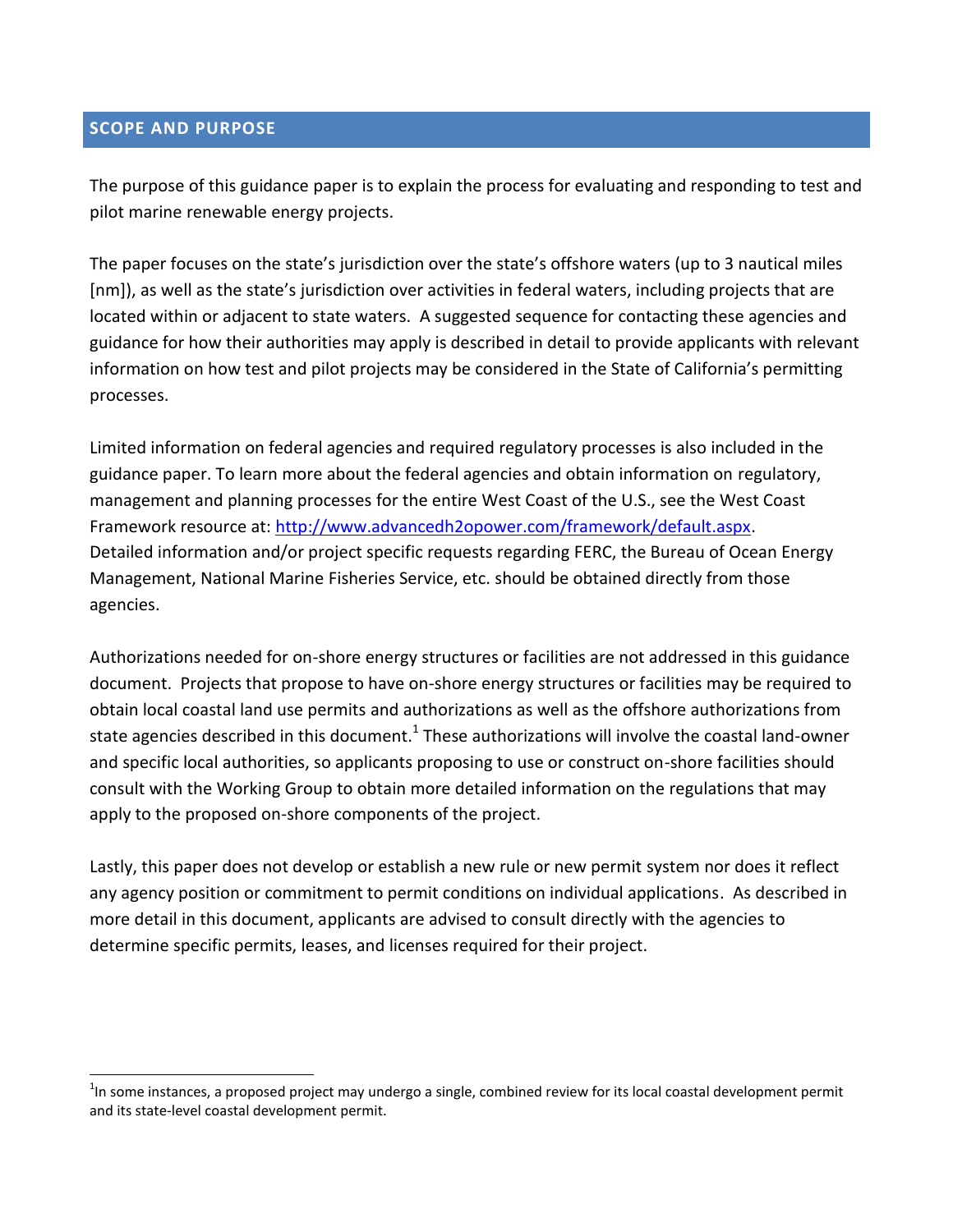## SCOPE AND PURPOSE

The purpose of this guidance paper is to explain the process for evaluating and responding to test and pilot marine renewable energy projects.

The paper focuses on the state's jurisdiction over the state's offshore waters (up to 3 nautical miles [nm]), as well as the state's jurisdiction over activities in federal waters, including projects that are located within or adjacent to state waters. A suggested sequence for contacting these agencies and guidance for how their authorities may apply is described in detail to provide applicants with relevant information on how test and pilot projects may be considered in the State of California's permitting processes.

Limited information on federal agencies and required regulatory processes is also included in the guidance paper. To learn more about the federal agencies and obtain information on regulatory, management and planning processes for the entire West Coast of the U.S., see the West Coast Framework resource at: [http://www.advancedh2opower.com/framework/default.aspx](http://www.advancedh2opower.com/framework/default.aspx). Detailed information and/or project specific requests regarding FERC, the Bureau of Ocean Energy Management, National Marine Fisheries Service, etc. should be obtained directly from those agencies.

Authorizations needed for on-shore energy structures or facilities are not addressed in this guidance document. Projects that propose to have on-shore energy structures or facilities may be required to obtain local coastal land use permits and authorizations as well as the offshore authorizations from state agencies described in this document.[1] These authorizations will involve the coastal land-owner and specific local authorities, so applicants proposing to use or construct on-shore facilities should consult with the Working Group to obtain more detailed information on the regulations that may apply to the proposed on-shore components of the project.

Lastly, this paper does not develop or establish a new rule or new permit system nor does it reflect any agency position or commitment to permit conditions on individual applications. As described in more detail in this document, applicants are advised to consult directly with the agencies to determine specific permits, leases, and licenses required for their project.

---

[1] In some instances, a proposed project may undergo a single, combined review for its local coastal development permit and its state-level coastal development permit.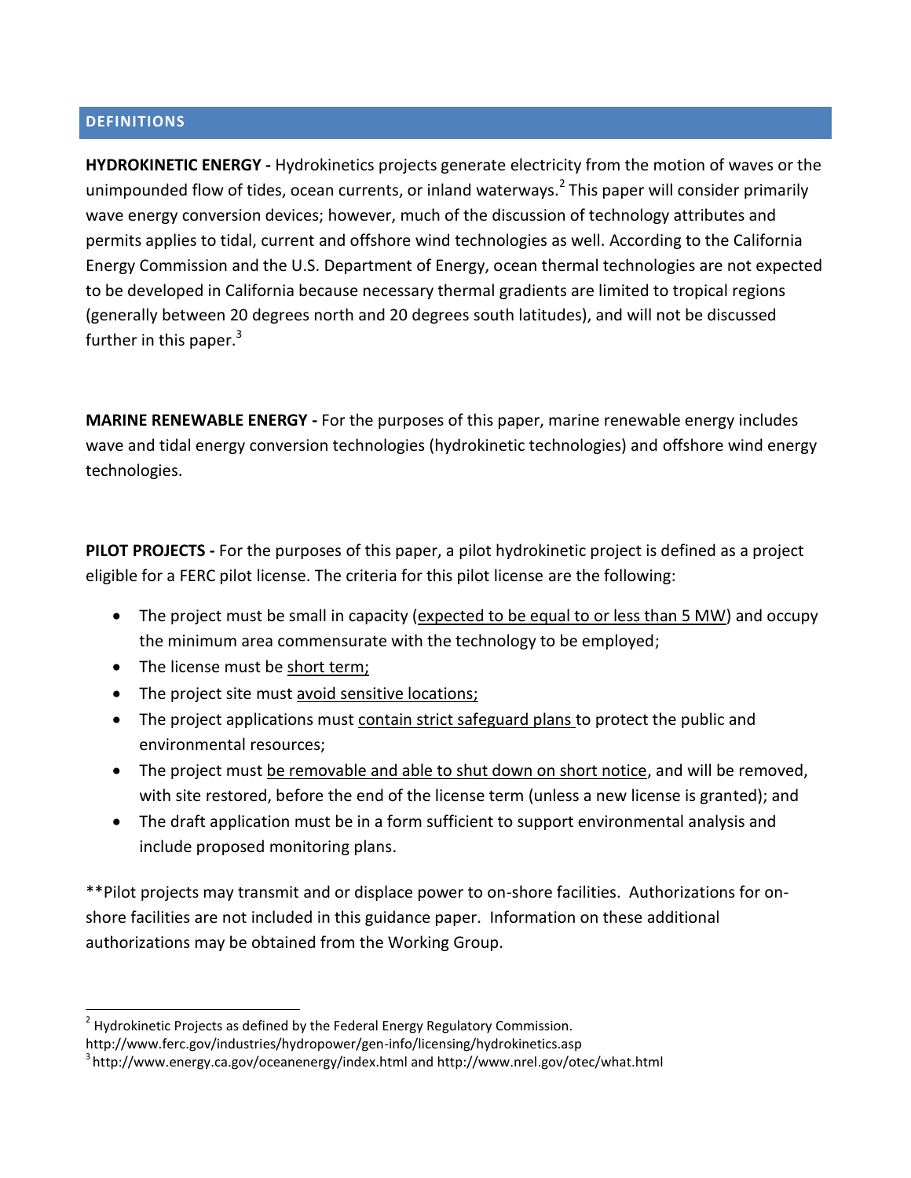## DEFINITIONS

**HYDROKINETIC ENERGY -** Hydrokinetics projects generate electricity from the motion of waves or the unimpounded flow of tides, ocean currents, or inland waterways.[2] This paper will consider primarily wave energy conversion devices; however, much of the discussion of technology attributes and permits applies to tidal, current and offshore wind technologies as well. According to the California Energy Commission and the U.S. Department of Energy, ocean thermal technologies are not expected to be developed in California because necessary thermal gradients are limited to tropical regions (generally between 20 degrees north and 20 degrees south latitudes), and will not be discussed further in this paper.[3]

**MARINE RENEWABLE ENERGY -** For the purposes of this paper, marine renewable energy includes wave and tidal energy conversion technologies (hydrokinetic technologies) and offshore wind energy technologies.

**PILOT PROJECTS -** For the purposes of this paper, a pilot hydrokinetic project is defined as a project eligible for a FERC pilot license. The criteria for this pilot license are the following:

- The project must be small in capacity (<u>expected to be equal to or less than 5 MW</u>) and occupy the minimum area commensurate with the technology to be employed;
- The license must be <u>short term;</u>
- The project site must <u>avoid sensitive locations;</u>
- The project applications must <u>contain strict safeguard plans</u> to protect the public and environmental resources;
- The project must <u>be removable and able to shut down on short notice</u>, and will be removed, with site restored, before the end of the license term (unless a new license is granted); and
- The draft application must be in a form sufficient to support environmental analysis and include proposed monitoring plans.

**Pilot projects may transmit and or displace power to on-shore facilities. Authorizations for on-shore facilities are not included in this guidance paper. Information on these additional authorizations may be obtained from the Working Group.

---

[2] Hydrokinetic Projects as defined by the Federal Energy Regulatory Commission. http://www.ferc.gov/industries/hydropower/gen-info/licensing/hydrokinetics.asp

[3] http://www.energy.ca.gov/oceanenergy/index.html and http://www.nrel.gov/otec/what.html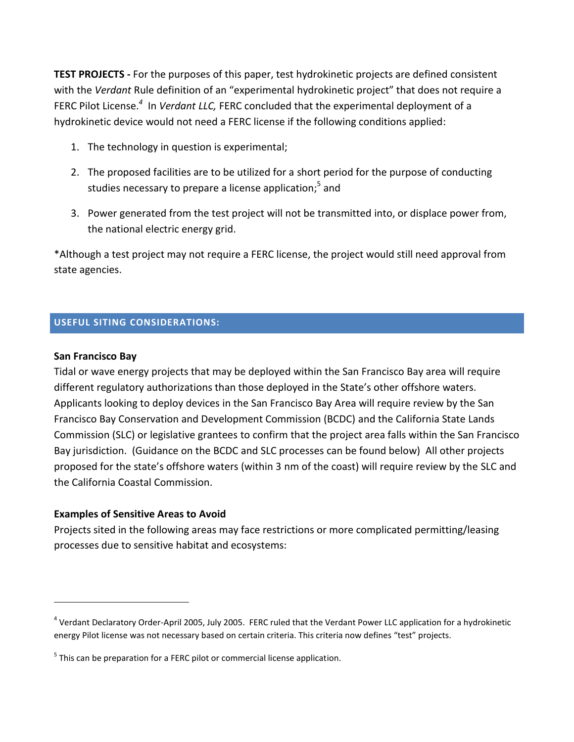**TEST PROJECTS -** For the purposes of this paper, test hydrokinetic projects are defined consistent with the *Verdant* Rule definition of an "experimental hydrokinetic project" that does not require a FERC Pilot License.[4] In *Verdant LLC,* FERC concluded that the experimental deployment of a hydrokinetic device would not need a FERC license if the following conditions applied:

1. The technology in question is experimental;
2. The proposed facilities are to be utilized for a short period for the purpose of conducting studies necessary to prepare a license application;[5] and
3. Power generated from the test project will not be transmitted into, or displace power from, the national electric energy grid.

*Although a test project may not require a FERC license, the project would still need approval from state agencies.

## USEFUL SITING CONSIDERATIONS:

**San Francisco Bay**

Tidal or wave energy projects that may be deployed within the San Francisco Bay area will require different regulatory authorizations than those deployed in the State's other offshore waters. Applicants looking to deploy devices in the San Francisco Bay Area will require review by the San Francisco Bay Conservation and Development Commission (BCDC) and the California State Lands Commission (SLC) or legislative grantees to confirm that the project area falls within the San Francisco Bay jurisdiction. (Guidance on the BCDC and SLC processes can be found below) All other projects proposed for the state's offshore waters (within 3 nm of the coast) will require review by the SLC and the California Coastal Commission.

**Examples of Sensitive Areas to Avoid**

Projects sited in the following areas may face restrictions or more complicated permitting/leasing processes due to sensitive habitat and ecosystems:

---

[4] Verdant Declaratory Order-April 2005, July 2005. FERC ruled that the Verdant Power LLC application for a hydrokinetic energy Pilot license was not necessary based on certain criteria. This criteria now defines "test" projects.

[5] This can be preparation for a FERC pilot or commercial license application.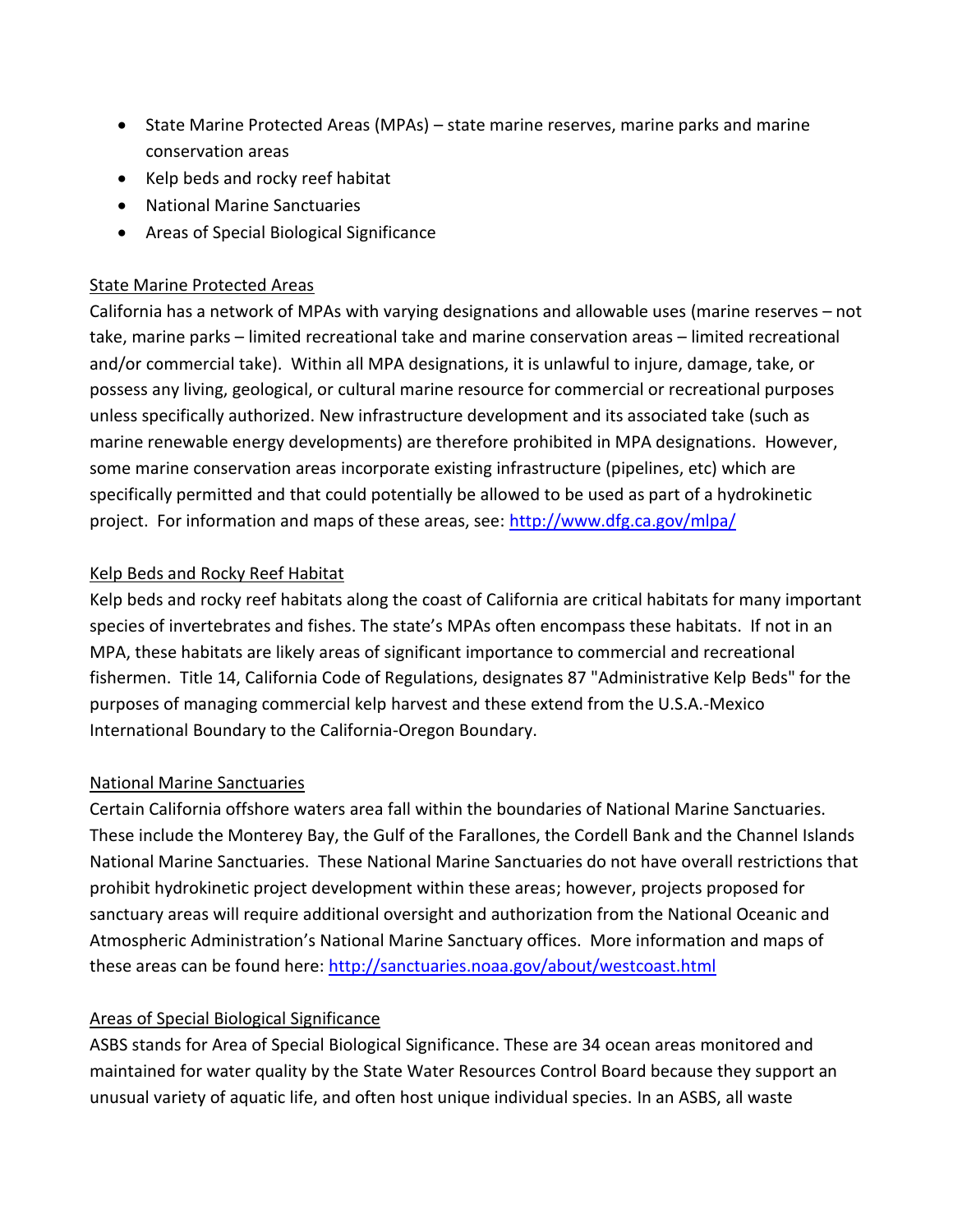- State Marine Protected Areas (MPAs) – state marine reserves, marine parks and marine conservation areas
- Kelp beds and rocky reef habitat
- National Marine Sanctuaries
- Areas of Special Biological Significance

<u>State Marine Protected Areas</u>

California has a network of MPAs with varying designations and allowable uses (marine reserves – not take, marine parks – limited recreational take and marine conservation areas – limited recreational and/or commercial take). Within all MPA designations, it is unlawful to injure, damage, take, or possess any living, geological, or cultural marine resource for commercial or recreational purposes unless specifically authorized. New infrastructure development and its associated take (such as marine renewable energy developments) are therefore prohibited in MPA designations. However, some marine conservation areas incorporate existing infrastructure (pipelines, etc) which are specifically permitted and that could potentially be allowed to be used as part of a hydrokinetic project. For information and maps of these areas, see: http://www.dfg.ca.gov/mlpa/

<u>Kelp Beds and Rocky Reef Habitat</u>

Kelp beds and rocky reef habitats along the coast of California are critical habitats for many important species of invertebrates and fishes. The state's MPAs often encompass these habitats. If not in an MPA, these habitats are likely areas of significant importance to commercial and recreational fishermen. Title 14, California Code of Regulations, designates 87 "Administrative Kelp Beds" for the purposes of managing commercial kelp harvest and these extend from the U.S.A.-Mexico International Boundary to the California-Oregon Boundary.

<u>National Marine Sanctuaries</u>

Certain California offshore waters area fall within the boundaries of National Marine Sanctuaries. These include the Monterey Bay, the Gulf of the Farallones, the Cordell Bank and the Channel Islands National Marine Sanctuaries. These National Marine Sanctuaries do not have overall restrictions that prohibit hydrokinetic project development within these areas; however, projects proposed for sanctuary areas will require additional oversight and authorization from the National Oceanic and Atmospheric Administration's National Marine Sanctuary offices. More information and maps of these areas can be found here: http://sanctuaries.noaa.gov/about/westcoast.html

<u>Areas of Special Biological Significance</u>

ASBS stands for Area of Special Biological Significance. These are 34 ocean areas monitored and maintained for water quality by the State Water Resources Control Board because they support an unusual variety of aquatic life, and often host unique individual species. In an ASBS, all waste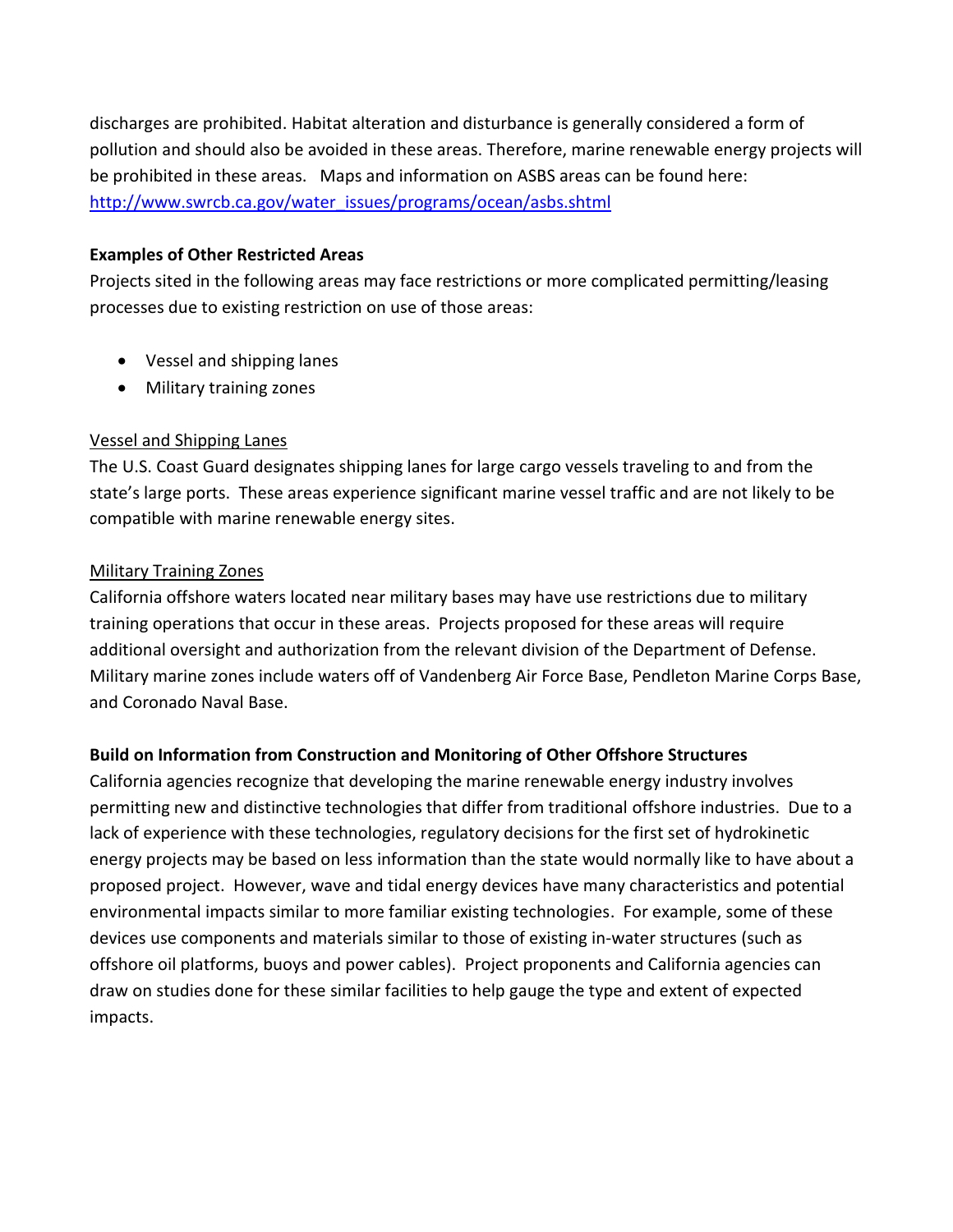discharges are prohibited. Habitat alteration and disturbance is generally considered a form of pollution and should also be avoided in these areas. Therefore, marine renewable energy projects will be prohibited in these areas. Maps and information on ASBS areas can be found here: [http://www.swrcb.ca.gov/water_issues/programs/ocean/asbs.shtml](http://www.swrcb.ca.gov/water_issues/programs/ocean/asbs.shtml)

**Examples of Other Restricted Areas**

Projects sited in the following areas may face restrictions or more complicated permitting/leasing processes due to existing restriction on use of those areas:

- Vessel and shipping lanes
- Military training zones

Vessel and Shipping Lanes

The U.S. Coast Guard designates shipping lanes for large cargo vessels traveling to and from the state's large ports. These areas experience significant marine vessel traffic and are not likely to be compatible with marine renewable energy sites.

Military Training Zones

California offshore waters located near military bases may have use restrictions due to military training operations that occur in these areas. Projects proposed for these areas will require additional oversight and authorization from the relevant division of the Department of Defense. Military marine zones include waters off of Vandenberg Air Force Base, Pendleton Marine Corps Base, and Coronado Naval Base.

**Build on Information from Construction and Monitoring of Other Offshore Structures**

California agencies recognize that developing the marine renewable energy industry involves permitting new and distinctive technologies that differ from traditional offshore industries. Due to a lack of experience with these technologies, regulatory decisions for the first set of hydrokinetic energy projects may be based on less information than the state would normally like to have about a proposed project. However, wave and tidal energy devices have many characteristics and potential environmental impacts similar to more familiar existing technologies. For example, some of these devices use components and materials similar to those of existing in-water structures (such as offshore oil platforms, buoys and power cables). Project proponents and California agencies can draw on studies done for these similar facilities to help gauge the type and extent of expected impacts.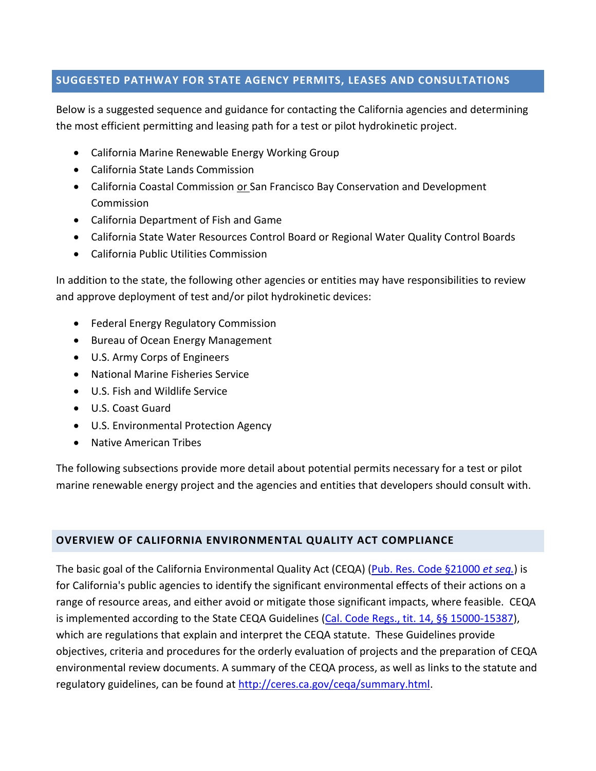## SUGGESTED PATHWAY FOR STATE AGENCY PERMITS, LEASES AND CONSULTATIONS

Below is a suggested sequence and guidance for contacting the California agencies and determining the most efficient permitting and leasing path for a test or pilot hydrokinetic project.

- California Marine Renewable Energy Working Group
- California State Lands Commission
- California Coastal Commission or San Francisco Bay Conservation and Development Commission
- California Department of Fish and Game
- California State Water Resources Control Board or Regional Water Quality Control Boards
- California Public Utilities Commission

In addition to the state, the following other agencies or entities may have responsibilities to review and approve deployment of test and/or pilot hydrokinetic devices:

- Federal Energy Regulatory Commission
- Bureau of Ocean Energy Management
- U.S. Army Corps of Engineers
- National Marine Fisheries Service
- U.S. Fish and Wildlife Service
- U.S. Coast Guard
- U.S. Environmental Protection Agency
- Native American Tribes

The following subsections provide more detail about potential permits necessary for a test or pilot marine renewable energy project and the agencies and entities that developers should consult with.

## OVERVIEW OF CALIFORNIA ENVIRONMENTAL QUALITY ACT COMPLIANCE

The basic goal of the California Environmental Quality Act (CEQA) (Pub. Res. Code §21000 *et seq.*) is for California's public agencies to identify the significant environmental effects of their actions on a range of resource areas, and either avoid or mitigate those significant impacts, where feasible. CEQA is implemented according to the State CEQA Guidelines (Cal. Code Regs., tit. 14, §§ 15000-15387), which are regulations that explain and interpret the CEQA statute. These Guidelines provide objectives, criteria and procedures for the orderly evaluation of projects and the preparation of CEQA environmental review documents. A summary of the CEQA process, as well as links to the statute and regulatory guidelines, can be found at http://ceres.ca.gov/ceqa/summary.html.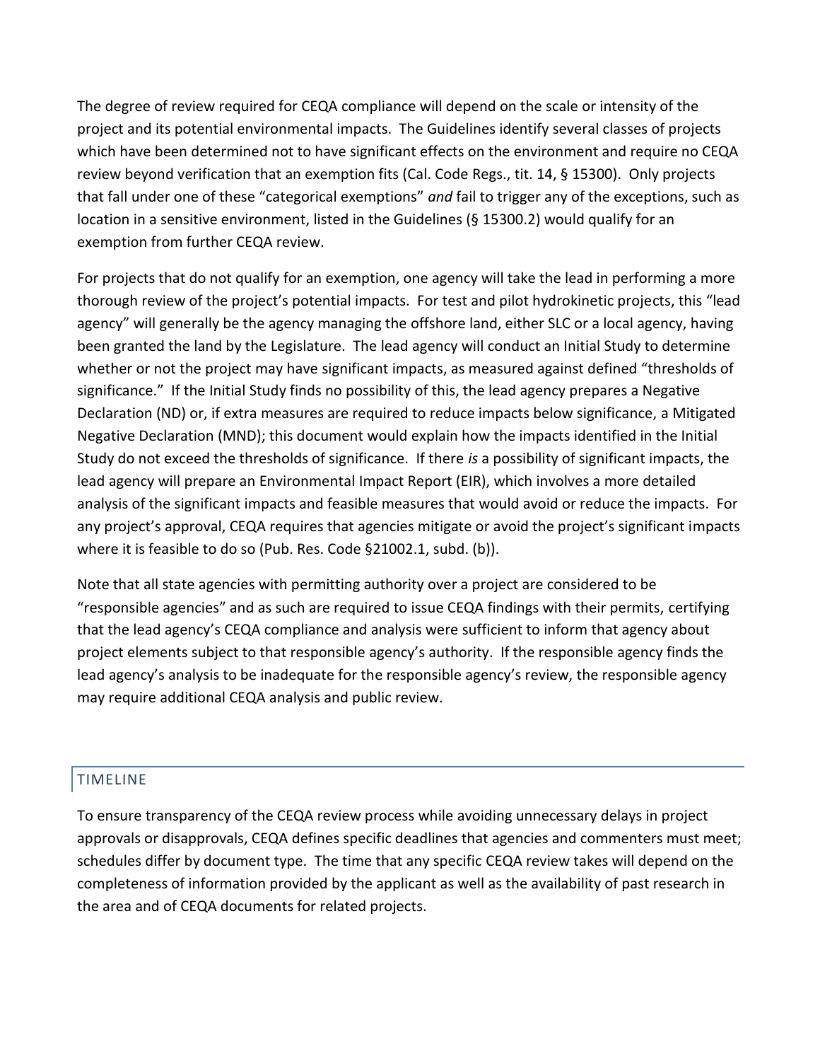The degree of review required for CEQA compliance will depend on the scale or intensity of the project and its potential environmental impacts. The Guidelines identify several classes of projects which have been determined not to have significant effects on the environment and require no CEQA review beyond verification that an exemption fits (Cal. Code Regs., tit. 14, § 15300). Only projects that fall under one of these "categorical exemptions" *and* fail to trigger any of the exceptions, such as location in a sensitive environment, listed in the Guidelines (§ 15300.2) would qualify for an exemption from further CEQA review.

For projects that do not qualify for an exemption, one agency will take the lead in performing a more thorough review of the project's potential impacts. For test and pilot hydrokinetic projects, this "lead agency" will generally be the agency managing the offshore land, either SLC or a local agency, having been granted the land by the Legislature. The lead agency will conduct an Initial Study to determine whether or not the project may have significant impacts, as measured against defined "thresholds of significance." If the Initial Study finds no possibility of this, the lead agency prepares a Negative Declaration (ND) or, if extra measures are required to reduce impacts below significance, a Mitigated Negative Declaration (MND); this document would explain how the impacts identified in the Initial Study do not exceed the thresholds of significance. If there *is* a possibility of significant impacts, the lead agency will prepare an Environmental Impact Report (EIR), which involves a more detailed analysis of the significant impacts and feasible measures that would avoid or reduce the impacts. For any project's approval, CEQA requires that agencies mitigate or avoid the project's significant impacts where it is feasible to do so (Pub. Res. Code §21002.1, subd. (b)).

Note that all state agencies with permitting authority over a project are considered to be "responsible agencies" and as such are required to issue CEQA findings with their permits, certifying that the lead agency's CEQA compliance and analysis were sufficient to inform that agency about project elements subject to that responsible agency's authority. If the responsible agency finds the lead agency's analysis to be inadequate for the responsible agency's review, the responsible agency may require additional CEQA analysis and public review.

## TIMELINE

To ensure transparency of the CEQA review process while avoiding unnecessary delays in project approvals or disapprovals, CEQA defines specific deadlines that agencies and commenters must meet; schedules differ by document type. The time that any specific CEQA review takes will depend on the completeness of information provided by the applicant as well as the availability of past research in the area and of CEQA documents for related projects.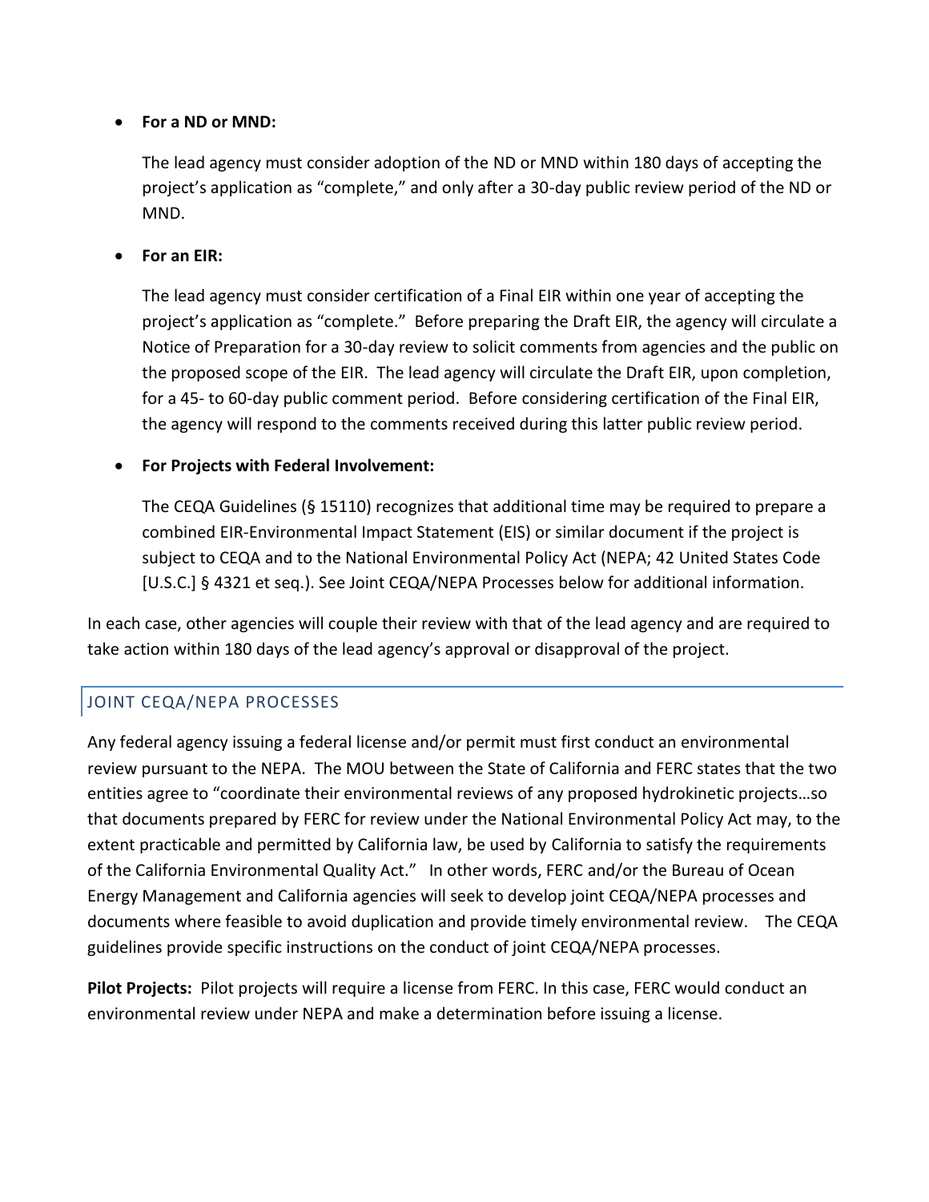- **For a ND or MND:**

  The lead agency must consider adoption of the ND or MND within 180 days of accepting the project's application as "complete," and only after a 30-day public review period of the ND or MND.

- **For an EIR:**

  The lead agency must consider certification of a Final EIR within one year of accepting the project's application as "complete." Before preparing the Draft EIR, the agency will circulate a Notice of Preparation for a 30-day review to solicit comments from agencies and the public on the proposed scope of the EIR. The lead agency will circulate the Draft EIR, upon completion, for a 45- to 60-day public comment period. Before considering certification of the Final EIR, the agency will respond to the comments received during this latter public review period.

- **For Projects with Federal Involvement:**

  The CEQA Guidelines (§ 15110) recognizes that additional time may be required to prepare a combined EIR-Environmental Impact Statement (EIS) or similar document if the project is subject to CEQA and to the National Environmental Policy Act (NEPA; 42 United States Code [U.S.C.] § 4321 et seq.). See Joint CEQA/NEPA Processes below for additional information.

In each case, other agencies will couple their review with that of the lead agency and are required to take action within 180 days of the lead agency's approval or disapproval of the project.

## JOINT CEQA/NEPA PROCESSES

Any federal agency issuing a federal license and/or permit must first conduct an environmental review pursuant to the NEPA. The MOU between the State of California and FERC states that the two entities agree to "coordinate their environmental reviews of any proposed hydrokinetic projects…so that documents prepared by FERC for review under the National Environmental Policy Act may, to the extent practicable and permitted by California law, be used by California to satisfy the requirements of the California Environmental Quality Act." In other words, FERC and/or the Bureau of Ocean Energy Management and California agencies will seek to develop joint CEQA/NEPA processes and documents where feasible to avoid duplication and provide timely environmental review. The CEQA guidelines provide specific instructions on the conduct of joint CEQA/NEPA processes.

**Pilot Projects:** Pilot projects will require a license from FERC. In this case, FERC would conduct an environmental review under NEPA and make a determination before issuing a license.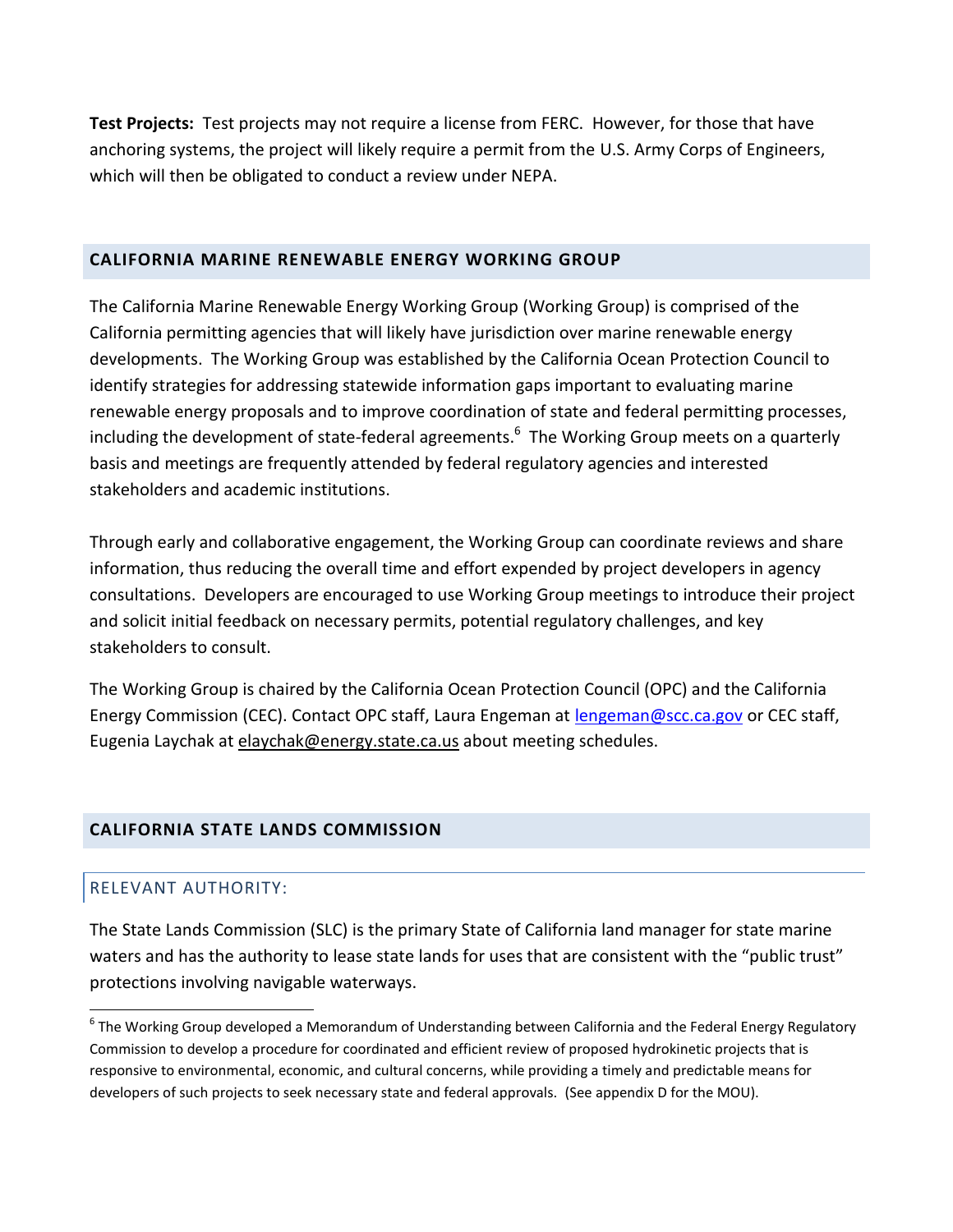**Test Projects:** Test projects may not require a license from FERC. However, for those that have anchoring systems, the project will likely require a permit from the U.S. Army Corps of Engineers, which will then be obligated to conduct a review under NEPA.

## CALIFORNIA MARINE RENEWABLE ENERGY WORKING GROUP

The California Marine Renewable Energy Working Group (Working Group) is comprised of the California permitting agencies that will likely have jurisdiction over marine renewable energy developments. The Working Group was established by the California Ocean Protection Council to identify strategies for addressing statewide information gaps important to evaluating marine renewable energy proposals and to improve coordination of state and federal permitting processes, including the development of state-federal agreements.[6] The Working Group meets on a quarterly basis and meetings are frequently attended by federal regulatory agencies and interested stakeholders and academic institutions.

Through early and collaborative engagement, the Working Group can coordinate reviews and share information, thus reducing the overall time and effort expended by project developers in agency consultations. Developers are encouraged to use Working Group meetings to introduce their project and solicit initial feedback on necessary permits, potential regulatory challenges, and key stakeholders to consult.

The Working Group is chaired by the California Ocean Protection Council (OPC) and the California Energy Commission (CEC). Contact OPC staff, Laura Engeman at lengeman@scc.ca.gov or CEC staff, Eugenia Laychak at elaychak@energy.state.ca.us about meeting schedules.

## CALIFORNIA STATE LANDS COMMISSION

### RELEVANT AUTHORITY:

The State Lands Commission (SLC) is the primary State of California land manager for state marine waters and has the authority to lease state lands for uses that are consistent with the "public trust" protections involving navigable waterways.

[6] The Working Group developed a Memorandum of Understanding between California and the Federal Energy Regulatory Commission to develop a procedure for coordinated and efficient review of proposed hydrokinetic projects that is responsive to environmental, economic, and cultural concerns, while providing a timely and predictable means for developers of such projects to seek necessary state and federal approvals. (See appendix D for the MOU).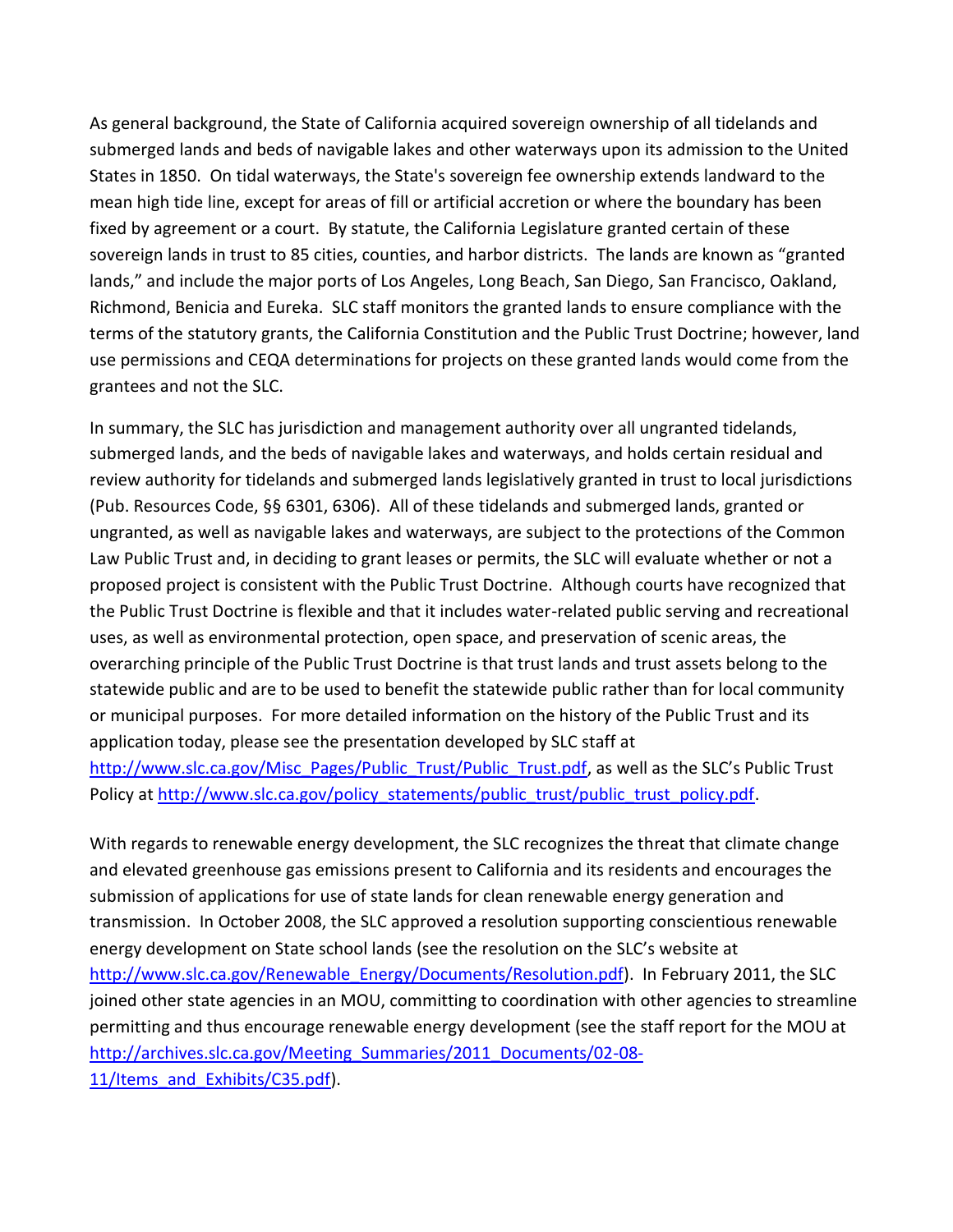As general background, the State of California acquired sovereign ownership of all tidelands and submerged lands and beds of navigable lakes and other waterways upon its admission to the United States in 1850. On tidal waterways, the State's sovereign fee ownership extends landward to the mean high tide line, except for areas of fill or artificial accretion or where the boundary has been fixed by agreement or a court. By statute, the California Legislature granted certain of these sovereign lands in trust to 85 cities, counties, and harbor districts. The lands are known as "granted lands," and include the major ports of Los Angeles, Long Beach, San Diego, San Francisco, Oakland, Richmond, Benicia and Eureka. SLC staff monitors the granted lands to ensure compliance with the terms of the statutory grants, the California Constitution and the Public Trust Doctrine; however, land use permissions and CEQA determinations for projects on these granted lands would come from the grantees and not the SLC.

In summary, the SLC has jurisdiction and management authority over all ungranted tidelands, submerged lands, and the beds of navigable lakes and waterways, and holds certain residual and review authority for tidelands and submerged lands legislatively granted in trust to local jurisdictions (Pub. Resources Code, §§ 6301, 6306). All of these tidelands and submerged lands, granted or ungranted, as well as navigable lakes and waterways, are subject to the protections of the Common Law Public Trust and, in deciding to grant leases or permits, the SLC will evaluate whether or not a proposed project is consistent with the Public Trust Doctrine. Although courts have recognized that the Public Trust Doctrine is flexible and that it includes water-related public serving and recreational uses, as well as environmental protection, open space, and preservation of scenic areas, the overarching principle of the Public Trust Doctrine is that trust lands and trust assets belong to the statewide public and are to be used to benefit the statewide public rather than for local community or municipal purposes. For more detailed information on the history of the Public Trust and its application today, please see the presentation developed by SLC staff at http://www.slc.ca.gov/Misc_Pages/Public_Trust/Public_Trust.pdf, as well as the SLC's Public Trust Policy at http://www.slc.ca.gov/policy_statements/public_trust/public_trust_policy.pdf.

With regards to renewable energy development, the SLC recognizes the threat that climate change and elevated greenhouse gas emissions present to California and its residents and encourages the submission of applications for use of state lands for clean renewable energy generation and transmission. In October 2008, the SLC approved a resolution supporting conscientious renewable energy development on State school lands (see the resolution on the SLC's website at http://www.slc.ca.gov/Renewable_Energy/Documents/Resolution.pdf). In February 2011, the SLC joined other state agencies in an MOU, committing to coordination with other agencies to streamline permitting and thus encourage renewable energy development (see the staff report for the MOU at http://archives.slc.ca.gov/Meeting_Summaries/2011_Documents/02-08-11/Items_and_Exhibits/C35.pdf).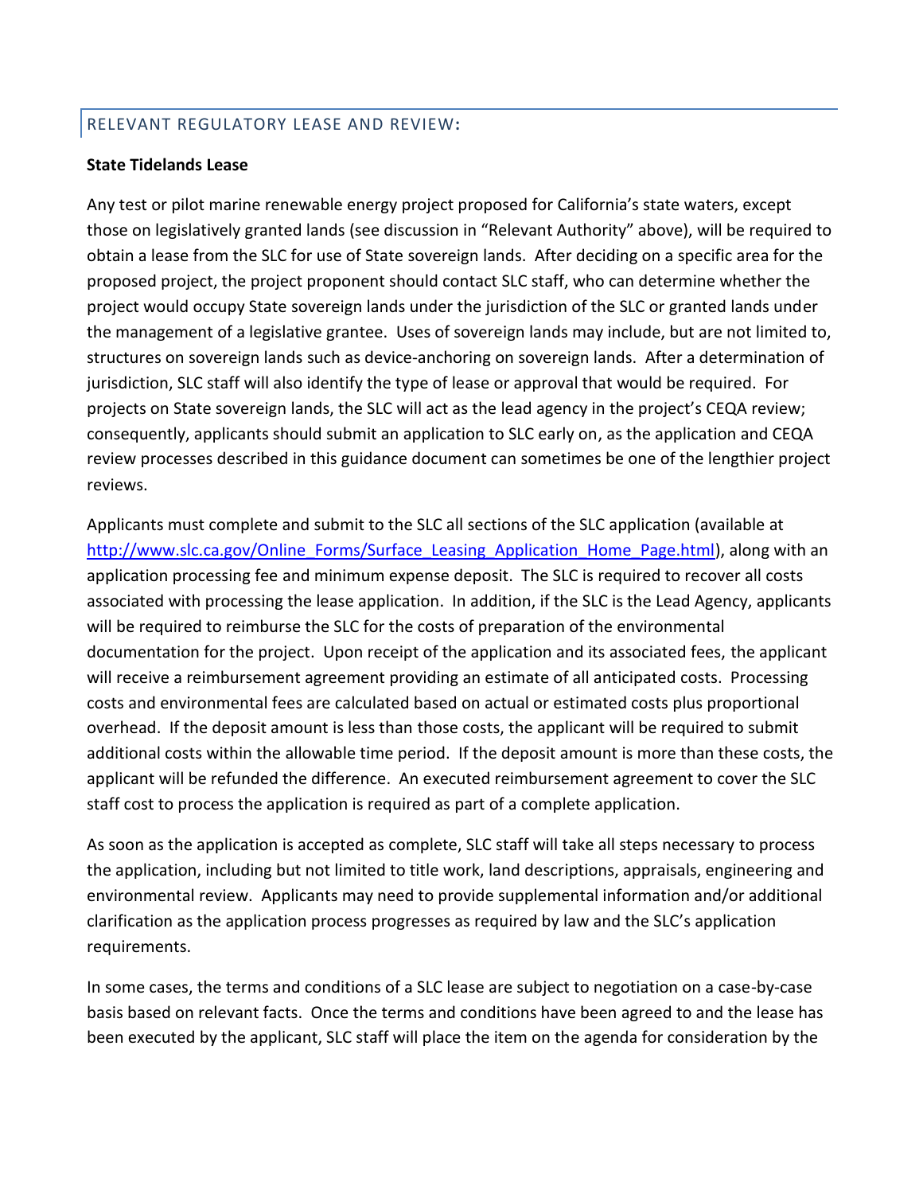## RELEVANT REGULATORY LEASE AND REVIEW:

**State Tidelands Lease**

Any test or pilot marine renewable energy project proposed for California's state waters, except those on legislatively granted lands (see discussion in "Relevant Authority" above), will be required to obtain a lease from the SLC for use of State sovereign lands. After deciding on a specific area for the proposed project, the project proponent should contact SLC staff, who can determine whether the project would occupy State sovereign lands under the jurisdiction of the SLC or granted lands under the management of a legislative grantee. Uses of sovereign lands may include, but are not limited to, structures on sovereign lands such as device-anchoring on sovereign lands. After a determination of jurisdiction, SLC staff will also identify the type of lease or approval that would be required. For projects on State sovereign lands, the SLC will act as the lead agency in the project's CEQA review; consequently, applicants should submit an application to SLC early on, as the application and CEQA review processes described in this guidance document can sometimes be one of the lengthier project reviews.

Applicants must complete and submit to the SLC all sections of the SLC application (available at http://www.slc.ca.gov/Online_Forms/Surface_Leasing_Application_Home_Page.html), along with an application processing fee and minimum expense deposit. The SLC is required to recover all costs associated with processing the lease application. In addition, if the SLC is the Lead Agency, applicants will be required to reimburse the SLC for the costs of preparation of the environmental documentation for the project. Upon receipt of the application and its associated fees, the applicant will receive a reimbursement agreement providing an estimate of all anticipated costs. Processing costs and environmental fees are calculated based on actual or estimated costs plus proportional overhead. If the deposit amount is less than those costs, the applicant will be required to submit additional costs within the allowable time period. If the deposit amount is more than these costs, the applicant will be refunded the difference. An executed reimbursement agreement to cover the SLC staff cost to process the application is required as part of a complete application.

As soon as the application is accepted as complete, SLC staff will take all steps necessary to process the application, including but not limited to title work, land descriptions, appraisals, engineering and environmental review. Applicants may need to provide supplemental information and/or additional clarification as the application process progresses as required by law and the SLC's application requirements.

In some cases, the terms and conditions of a SLC lease are subject to negotiation on a case-by-case basis based on relevant facts. Once the terms and conditions have been agreed to and the lease has been executed by the applicant, SLC staff will place the item on the agenda for consideration by the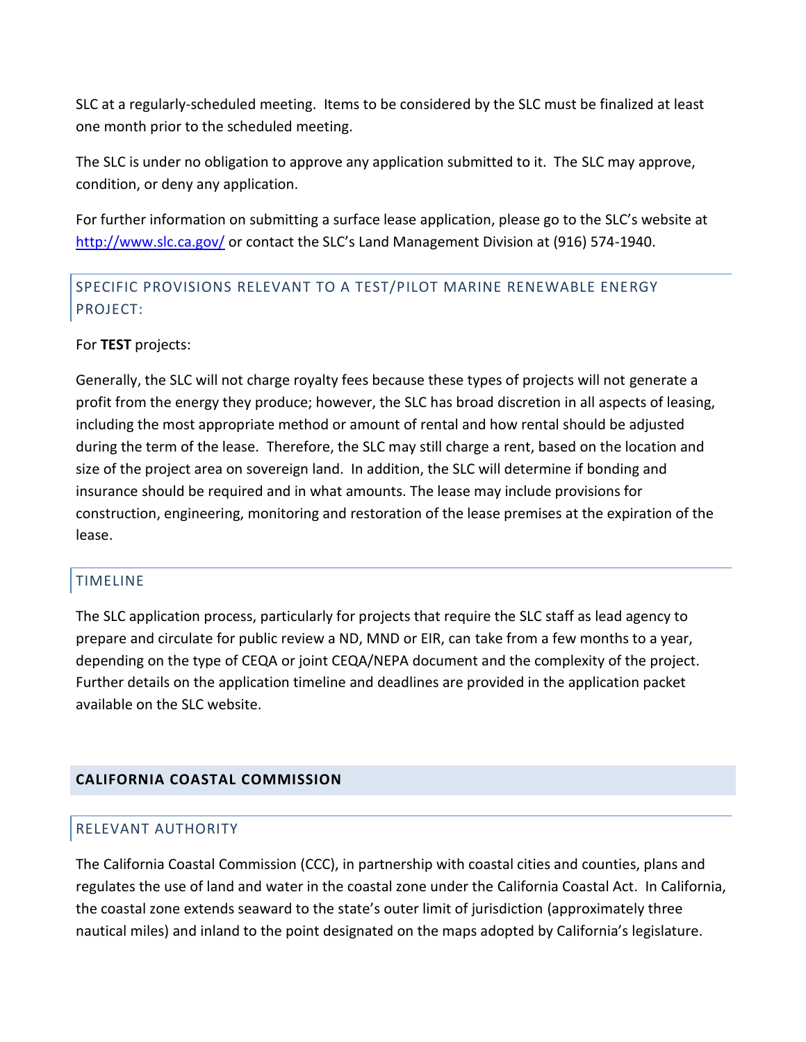SLC at a regularly-scheduled meeting. Items to be considered by the SLC must be finalized at least one month prior to the scheduled meeting.

The SLC is under no obligation to approve any application submitted to it. The SLC may approve, condition, or deny any application.

For further information on submitting a surface lease application, please go to the SLC's website at [http://www.slc.ca.gov/](http://www.slc.ca.gov/) or contact the SLC's Land Management Division at (916) 574-1940.

### SPECIFIC PROVISIONS RELEVANT TO A TEST/PILOT MARINE RENEWABLE ENERGY PROJECT:

For **TEST** projects:

Generally, the SLC will not charge royalty fees because these types of projects will not generate a profit from the energy they produce; however, the SLC has broad discretion in all aspects of leasing, including the most appropriate method or amount of rental and how rental should be adjusted during the term of the lease. Therefore, the SLC may still charge a rent, based on the location and size of the project area on sovereign land. In addition, the SLC will determine if bonding and insurance should be required and in what amounts. The lease may include provisions for construction, engineering, monitoring and restoration of the lease premises at the expiration of the lease.

### TIMELINE

The SLC application process, particularly for projects that require the SLC staff as lead agency to prepare and circulate for public review a ND, MND or EIR, can take from a few months to a year, depending on the type of CEQA or joint CEQA/NEPA document and the complexity of the project. Further details on the application timeline and deadlines are provided in the application packet available on the SLC website.

## CALIFORNIA COASTAL COMMISSION

### RELEVANT AUTHORITY

The California Coastal Commission (CCC), in partnership with coastal cities and counties, plans and regulates the use of land and water in the coastal zone under the California Coastal Act. In California, the coastal zone extends seaward to the state's outer limit of jurisdiction (approximately three nautical miles) and inland to the point designated on the maps adopted by California's legislature.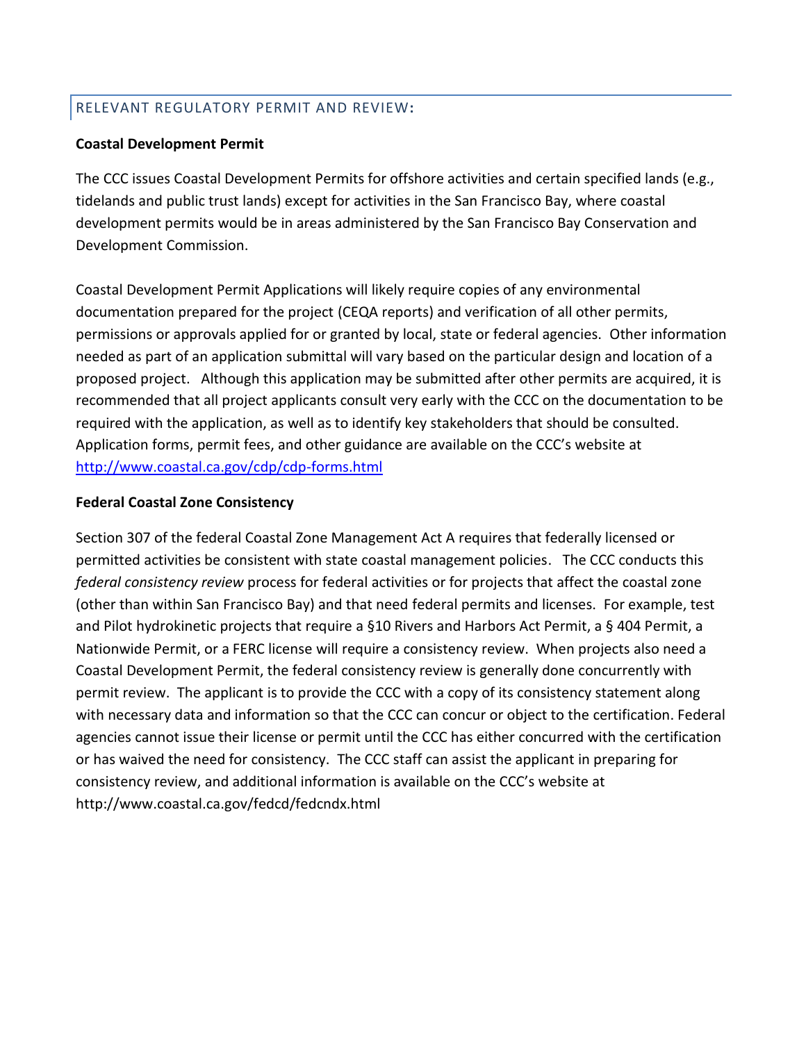## RELEVANT REGULATORY PERMIT AND REVIEW:

**Coastal Development Permit**

The CCC issues Coastal Development Permits for offshore activities and certain specified lands (e.g., tidelands and public trust lands) except for activities in the San Francisco Bay, where coastal development permits would be in areas administered by the San Francisco Bay Conservation and Development Commission.

Coastal Development Permit Applications will likely require copies of any environmental documentation prepared for the project (CEQA reports) and verification of all other permits, permissions or approvals applied for or granted by local, state or federal agencies. Other information needed as part of an application submittal will vary based on the particular design and location of a proposed project. Although this application may be submitted after other permits are acquired, it is recommended that all project applicants consult very early with the CCC on the documentation to be required with the application, as well as to identify key stakeholders that should be consulted. Application forms, permit fees, and other guidance are available on the CCC's website at [http://www.coastal.ca.gov/cdp/cdp-forms.html](http://www.coastal.ca.gov/cdp/cdp-forms.html)

**Federal Coastal Zone Consistency**

Section 307 of the federal Coastal Zone Management Act A requires that federally licensed or permitted activities be consistent with state coastal management policies. The CCC conducts this *federal consistency review* process for federal activities or for projects that affect the coastal zone (other than within San Francisco Bay) and that need federal permits and licenses. For example, test and Pilot hydrokinetic projects that require a §10 Rivers and Harbors Act Permit, a § 404 Permit, a Nationwide Permit, or a FERC license will require a consistency review. When projects also need a Coastal Development Permit, the federal consistency review is generally done concurrently with permit review. The applicant is to provide the CCC with a copy of its consistency statement along with necessary data and information so that the CCC can concur or object to the certification. Federal agencies cannot issue their license or permit until the CCC has either concurred with the certification or has waived the need for consistency. The CCC staff can assist the applicant in preparing for consistency review, and additional information is available on the CCC's website at http://www.coastal.ca.gov/fedcd/fedcndx.html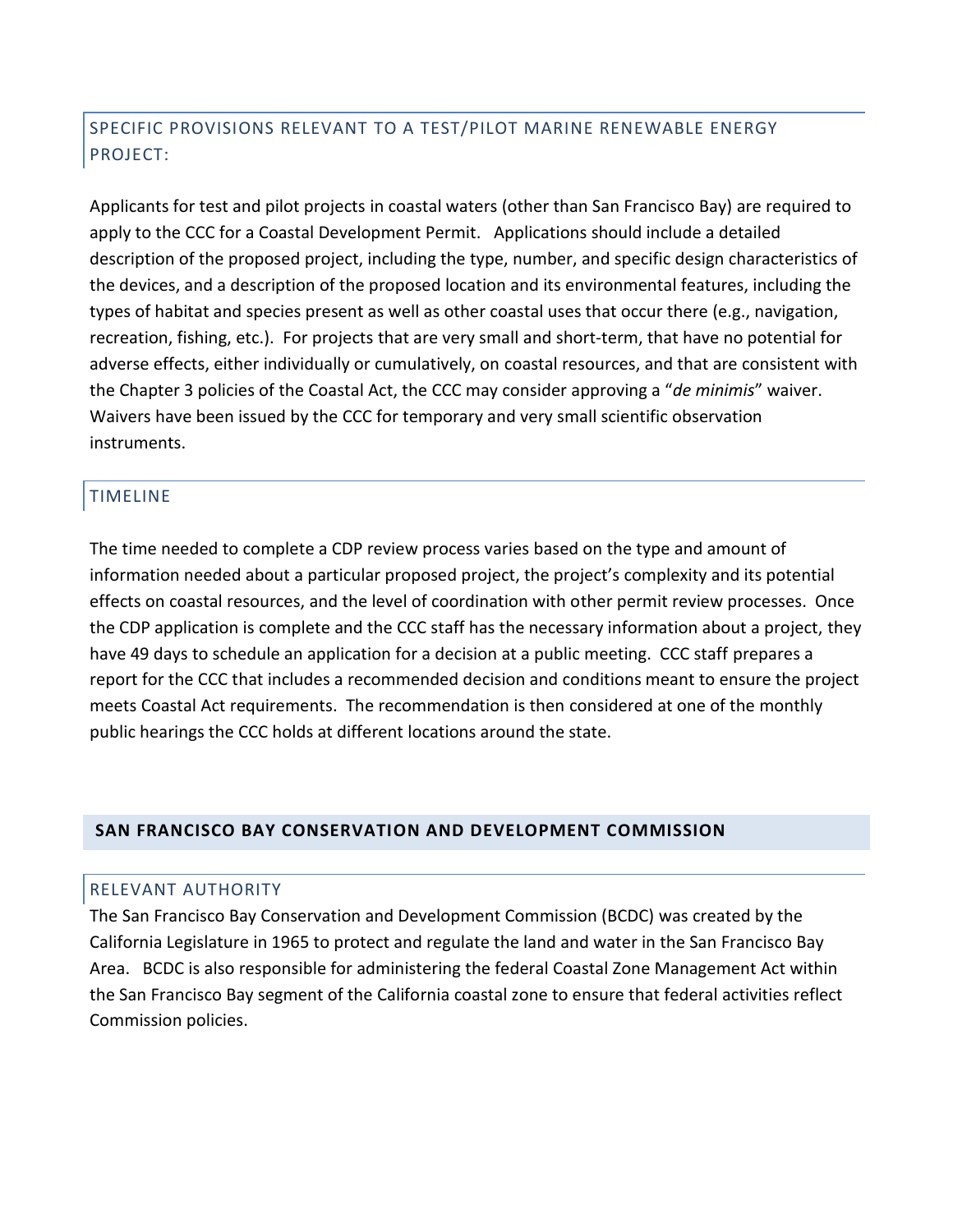### SPECIFIC PROVISIONS RELEVANT TO A TEST/PILOT MARINE RENEWABLE ENERGY PROJECT:

Applicants for test and pilot projects in coastal waters (other than San Francisco Bay) are required to apply to the CCC for a Coastal Development Permit. Applications should include a detailed description of the proposed project, including the type, number, and specific design characteristics of the devices, and a description of the proposed location and its environmental features, including the types of habitat and species present as well as other coastal uses that occur there (e.g., navigation, recreation, fishing, etc.). For projects that are very small and short-term, that have no potential for adverse effects, either individually or cumulatively, on coastal resources, and that are consistent with the Chapter 3 policies of the Coastal Act, the CCC may consider approving a "*de minimis*" waiver. Waivers have been issued by the CCC for temporary and very small scientific observation instruments.

### TIMELINE

The time needed to complete a CDP review process varies based on the type and amount of information needed about a particular proposed project, the project's complexity and its potential effects on coastal resources, and the level of coordination with other permit review processes. Once the CDP application is complete and the CCC staff has the necessary information about a project, they have 49 days to schedule an application for a decision at a public meeting. CCC staff prepares a report for the CCC that includes a recommended decision and conditions meant to ensure the project meets Coastal Act requirements. The recommendation is then considered at one of the monthly public hearings the CCC holds at different locations around the state.

## SAN FRANCISCO BAY CONSERVATION AND DEVELOPMENT COMMISSION

### RELEVANT AUTHORITY

The San Francisco Bay Conservation and Development Commission (BCDC) was created by the California Legislature in 1965 to protect and regulate the land and water in the San Francisco Bay Area. BCDC is also responsible for administering the federal Coastal Zone Management Act within the San Francisco Bay segment of the California coastal zone to ensure that federal activities reflect Commission policies.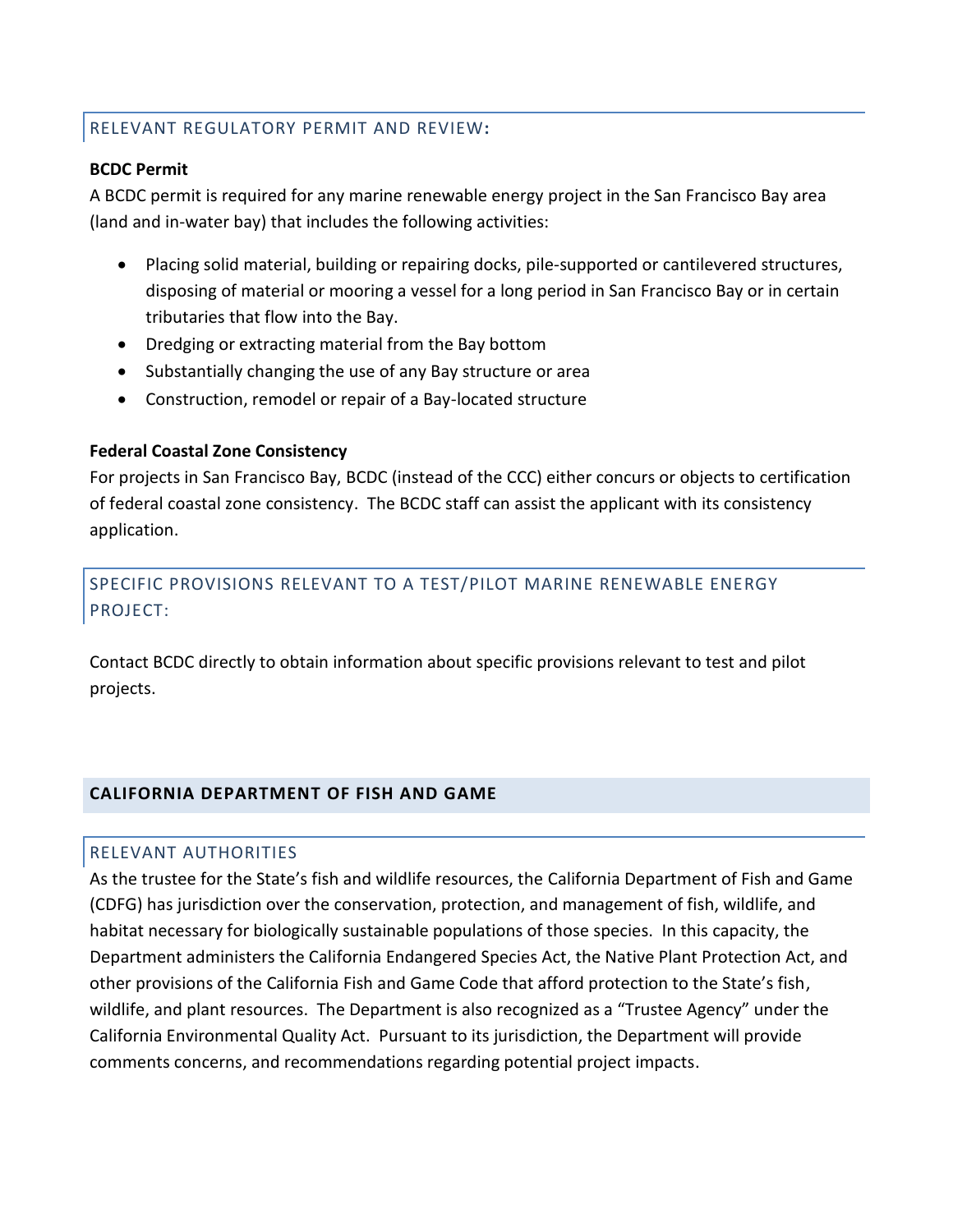### RELEVANT REGULATORY PERMIT AND REVIEW:

**BCDC Permit**

A BCDC permit is required for any marine renewable energy project in the San Francisco Bay area (land and in-water bay) that includes the following activities:

- Placing solid material, building or repairing docks, pile-supported or cantilevered structures, disposing of material or mooring a vessel for a long period in San Francisco Bay or in certain tributaries that flow into the Bay.
- Dredging or extracting material from the Bay bottom
- Substantially changing the use of any Bay structure or area
- Construction, remodel or repair of a Bay-located structure

**Federal Coastal Zone Consistency**

For projects in San Francisco Bay, BCDC (instead of the CCC) either concurs or objects to certification of federal coastal zone consistency. The BCDC staff can assist the applicant with its consistency application.

### SPECIFIC PROVISIONS RELEVANT TO A TEST/PILOT MARINE RENEWABLE ENERGY PROJECT:

Contact BCDC directly to obtain information about specific provisions relevant to test and pilot projects.

## CALIFORNIA DEPARTMENT OF FISH AND GAME

### RELEVANT AUTHORITIES

As the trustee for the State's fish and wildlife resources, the California Department of Fish and Game (CDFG) has jurisdiction over the conservation, protection, and management of fish, wildlife, and habitat necessary for biologically sustainable populations of those species. In this capacity, the Department administers the California Endangered Species Act, the Native Plant Protection Act, and other provisions of the California Fish and Game Code that afford protection to the State's fish, wildlife, and plant resources. The Department is also recognized as a "Trustee Agency" under the California Environmental Quality Act. Pursuant to its jurisdiction, the Department will provide comments concerns, and recommendations regarding potential project impacts.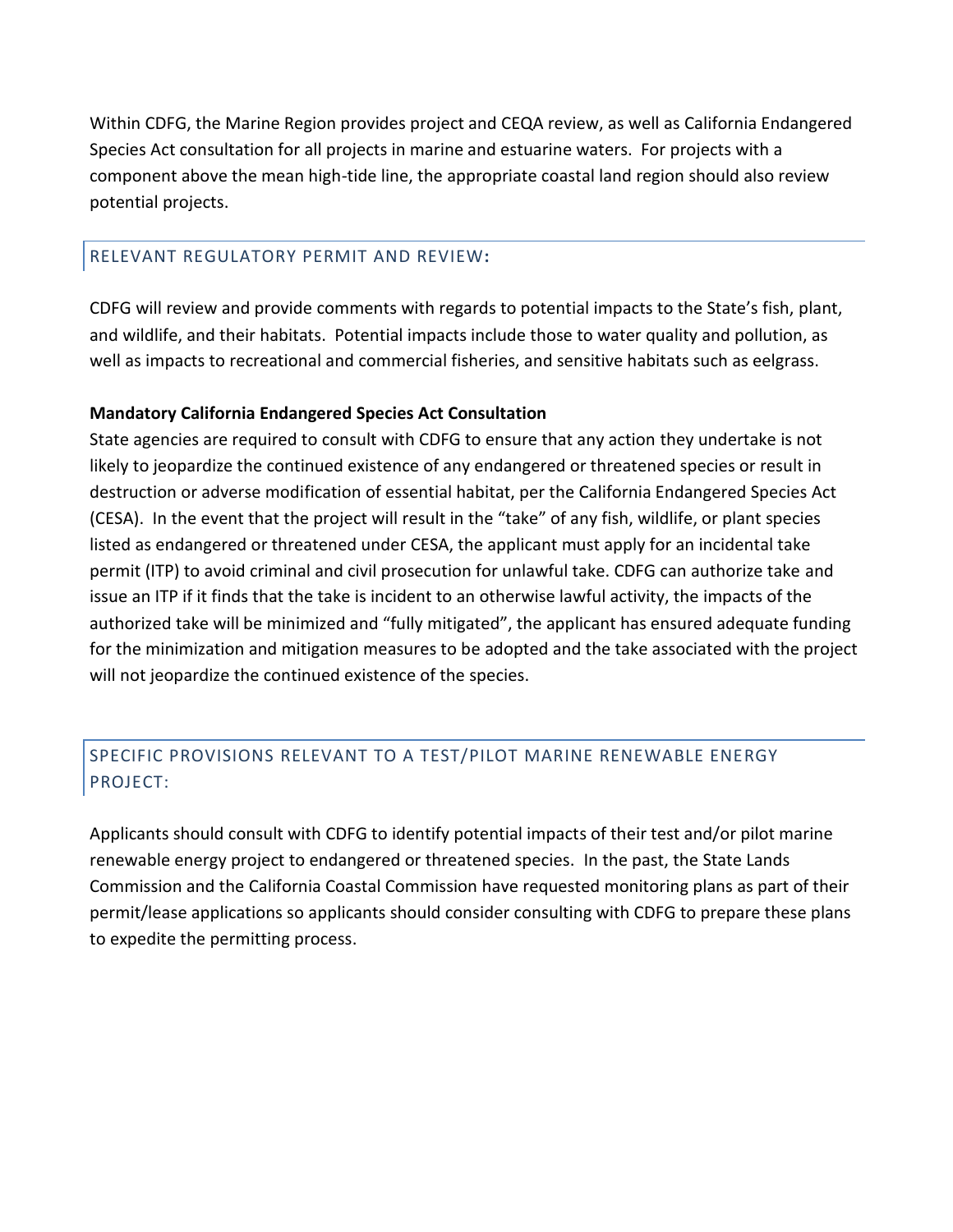Within CDFG, the Marine Region provides project and CEQA review, as well as California Endangered Species Act consultation for all projects in marine and estuarine waters. For projects with a component above the mean high-tide line, the appropriate coastal land region should also review potential projects.

## RELEVANT REGULATORY PERMIT AND REVIEW:

CDFG will review and provide comments with regards to potential impacts to the State's fish, plant, and wildlife, and their habitats. Potential impacts include those to water quality and pollution, as well as impacts to recreational and commercial fisheries, and sensitive habitats such as eelgrass.

**Mandatory California Endangered Species Act Consultation**

State agencies are required to consult with CDFG to ensure that any action they undertake is not likely to jeopardize the continued existence of any endangered or threatened species or result in destruction or adverse modification of essential habitat, per the California Endangered Species Act (CESA). In the event that the project will result in the "take" of any fish, wildlife, or plant species listed as endangered or threatened under CESA, the applicant must apply for an incidental take permit (ITP) to avoid criminal and civil prosecution for unlawful take. CDFG can authorize take and issue an ITP if it finds that the take is incident to an otherwise lawful activity, the impacts of the authorized take will be minimized and "fully mitigated", the applicant has ensured adequate funding for the minimization and mitigation measures to be adopted and the take associated with the project will not jeopardize the continued existence of the species.

## SPECIFIC PROVISIONS RELEVANT TO A TEST/PILOT MARINE RENEWABLE ENERGY PROJECT:

Applicants should consult with CDFG to identify potential impacts of their test and/or pilot marine renewable energy project to endangered or threatened species. In the past, the State Lands Commission and the California Coastal Commission have requested monitoring plans as part of their permit/lease applications so applicants should consider consulting with CDFG to prepare these plans to expedite the permitting process.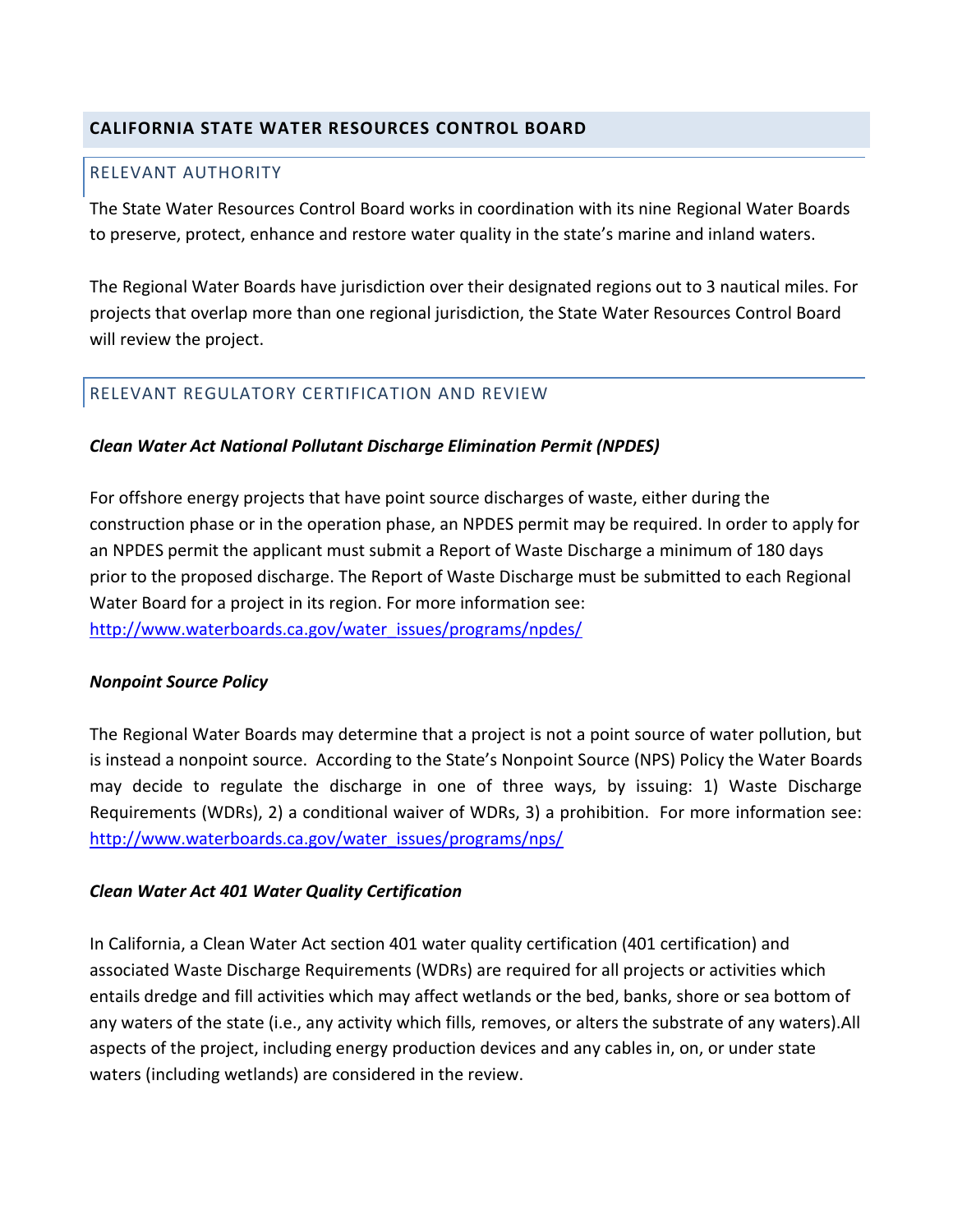## CALIFORNIA STATE WATER RESOURCES CONTROL BOARD

### RELEVANT AUTHORITY

The State Water Resources Control Board works in coordination with its nine Regional Water Boards to preserve, protect, enhance and restore water quality in the state's marine and inland waters.

The Regional Water Boards have jurisdiction over their designated regions out to 3 nautical miles. For projects that overlap more than one regional jurisdiction, the State Water Resources Control Board will review the project.

### RELEVANT REGULATORY CERTIFICATION AND REVIEW

***Clean Water Act National Pollutant Discharge Elimination Permit (NPDES)***

For offshore energy projects that have point source discharges of waste, either during the construction phase or in the operation phase, an NPDES permit may be required. In order to apply for an NPDES permit the applicant must submit a Report of Waste Discharge a minimum of 180 days prior to the proposed discharge. The Report of Waste Discharge must be submitted to each Regional Water Board for a project in its region. For more information see: http://www.waterboards.ca.gov/water_issues/programs/npdes/

***Nonpoint Source Policy***

The Regional Water Boards may determine that a project is not a point source of water pollution, but is instead a nonpoint source. According to the State's Nonpoint Source (NPS) Policy the Water Boards may decide to regulate the discharge in one of three ways, by issuing: 1) Waste Discharge Requirements (WDRs), 2) a conditional waiver of WDRs, 3) a prohibition. For more information see: http://www.waterboards.ca.gov/water_issues/programs/nps/

***Clean Water Act 401 Water Quality Certification***

In California, a Clean Water Act section 401 water quality certification (401 certification) and associated Waste Discharge Requirements (WDRs) are required for all projects or activities which entails dredge and fill activities which may affect wetlands or the bed, banks, shore or sea bottom of any waters of the state (i.e., any activity which fills, removes, or alters the substrate of any waters).All aspects of the project, including energy production devices and any cables in, on, or under state waters (including wetlands) are considered in the review.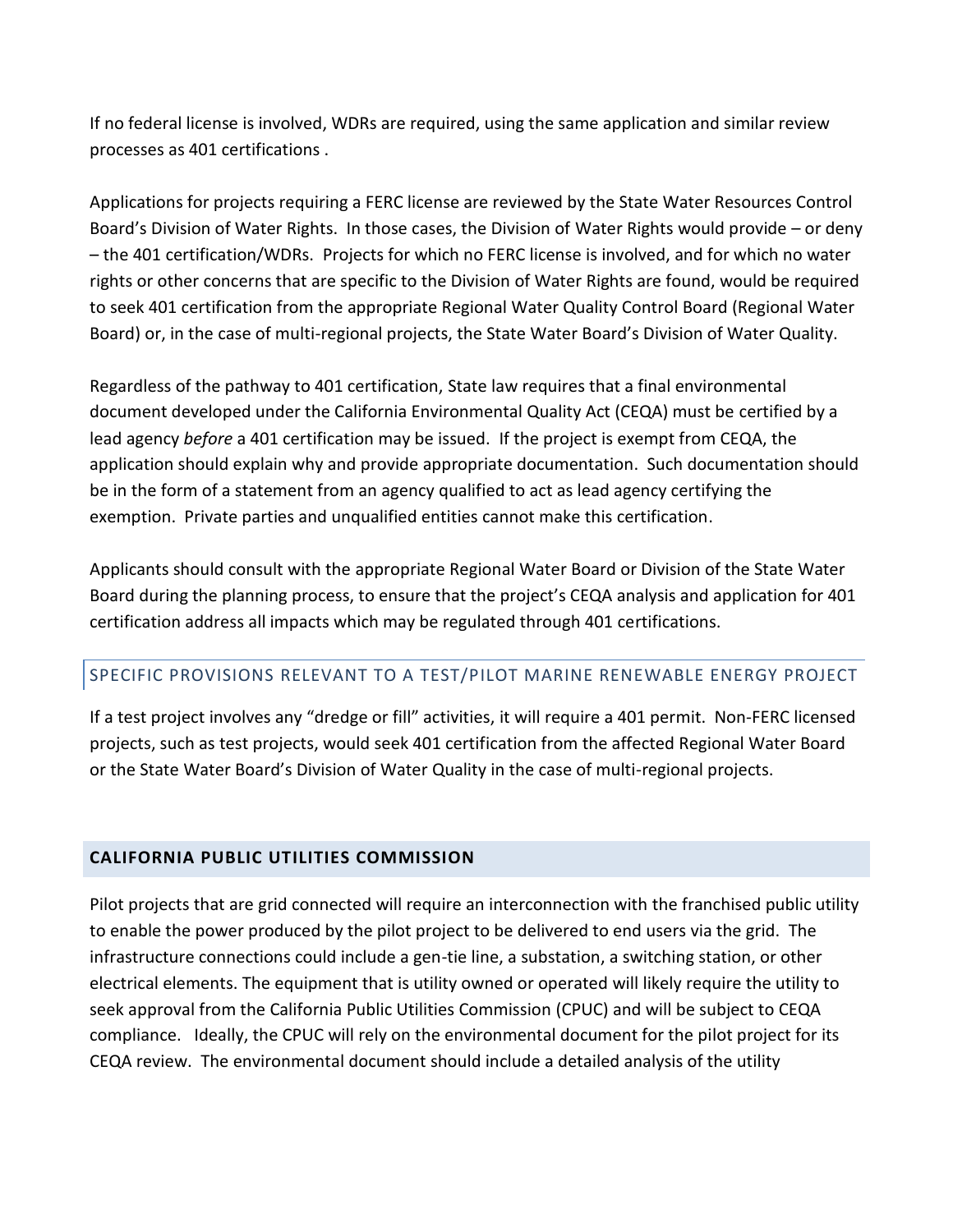If no federal license is involved, WDRs are required, using the same application and similar review processes as 401 certifications .

Applications for projects requiring a FERC license are reviewed by the State Water Resources Control Board's Division of Water Rights. In those cases, the Division of Water Rights would provide – or deny – the 401 certification/WDRs. Projects for which no FERC license is involved, and for which no water rights or other concerns that are specific to the Division of Water Rights are found, would be required to seek 401 certification from the appropriate Regional Water Quality Control Board (Regional Water Board) or, in the case of multi-regional projects, the State Water Board's Division of Water Quality.

Regardless of the pathway to 401 certification, State law requires that a final environmental document developed under the California Environmental Quality Act (CEQA) must be certified by a lead agency *before* a 401 certification may be issued. If the project is exempt from CEQA, the application should explain why and provide appropriate documentation. Such documentation should be in the form of a statement from an agency qualified to act as lead agency certifying the exemption. Private parties and unqualified entities cannot make this certification.

Applicants should consult with the appropriate Regional Water Board or Division of the State Water Board during the planning process, to ensure that the project's CEQA analysis and application for 401 certification address all impacts which may be regulated through 401 certifications.

### SPECIFIC PROVISIONS RELEVANT TO A TEST/PILOT MARINE RENEWABLE ENERGY PROJECT

If a test project involves any "dredge or fill" activities, it will require a 401 permit. Non-FERC licensed projects, such as test projects, would seek 401 certification from the affected Regional Water Board or the State Water Board's Division of Water Quality in the case of multi-regional projects.

## CALIFORNIA PUBLIC UTILITIES COMMISSION

Pilot projects that are grid connected will require an interconnection with the franchised public utility to enable the power produced by the pilot project to be delivered to end users via the grid. The infrastructure connections could include a gen-tie line, a substation, a switching station, or other electrical elements. The equipment that is utility owned or operated will likely require the utility to seek approval from the California Public Utilities Commission (CPUC) and will be subject to CEQA compliance. Ideally, the CPUC will rely on the environmental document for the pilot project for its CEQA review. The environmental document should include a detailed analysis of the utility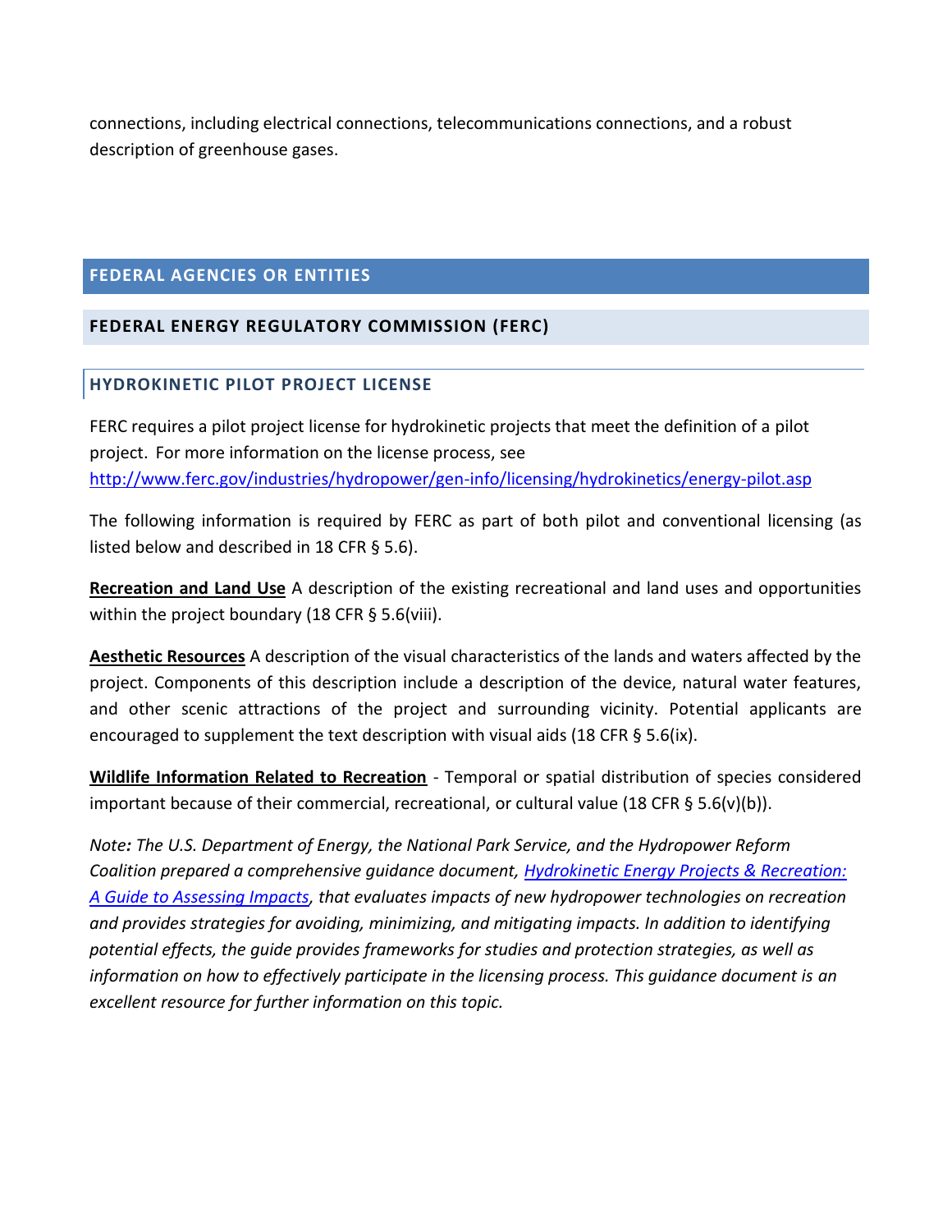connections, including electrical connections, telecommunications connections, and a robust description of greenhouse gases.

## FEDERAL AGENCIES OR ENTITIES

### FEDERAL ENERGY REGULATORY COMMISSION (FERC)

#### HYDROKINETIC PILOT PROJECT LICENSE

FERC requires a pilot project license for hydrokinetic projects that meet the definition of a pilot project. For more information on the license process, see [http://www.ferc.gov/industries/hydropower/gen-info/licensing/hydrokinetics/energy-pilot.asp](http://www.ferc.gov/industries/hydropower/gen-info/licensing/hydrokinetics/energy-pilot.asp)

The following information is required by FERC as part of both pilot and conventional licensing (as listed below and described in 18 CFR § 5.6).

**Recreation and Land Use** A description of the existing recreational and land uses and opportunities within the project boundary (18 CFR § 5.6(viii).

**Aesthetic Resources** A description of the visual characteristics of the lands and waters affected by the project. Components of this description include a description of the device, natural water features, and other scenic attractions of the project and surrounding vicinity. Potential applicants are encouraged to supplement the text description with visual aids (18 CFR § 5.6(ix).

**Wildlife Information Related to Recreation** - Temporal or spatial distribution of species considered important because of their commercial, recreational, or cultural value (18 CFR § 5.6(v)(b)).

*Note: The U.S. Department of Energy, the National Park Service, and the Hydropower Reform Coalition prepared a comprehensive guidance document, Hydrokinetic Energy Projects & Recreation: A Guide to Assessing Impacts, that evaluates impacts of new hydropower technologies on recreation and provides strategies for avoiding, minimizing, and mitigating impacts. In addition to identifying potential effects, the guide provides frameworks for studies and protection strategies, as well as information on how to effectively participate in the licensing process. This guidance document is an excellent resource for further information on this topic.*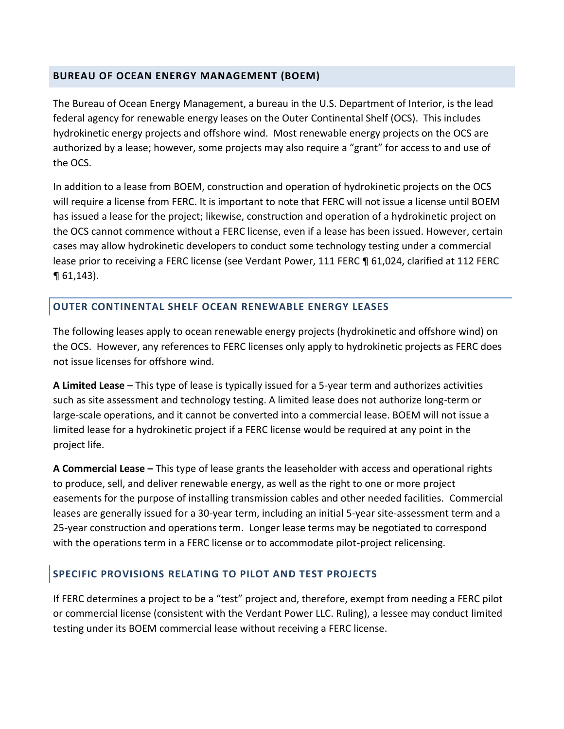## BUREAU OF OCEAN ENERGY MANAGEMENT (BOEM)

The Bureau of Ocean Energy Management, a bureau in the U.S. Department of Interior, is the lead federal agency for renewable energy leases on the Outer Continental Shelf (OCS). This includes hydrokinetic energy projects and offshore wind. Most renewable energy projects on the OCS are authorized by a lease; however, some projects may also require a "grant" for access to and use of the OCS.

In addition to a lease from BOEM, construction and operation of hydrokinetic projects on the OCS will require a license from FERC. It is important to note that FERC will not issue a license until BOEM has issued a lease for the project; likewise, construction and operation of a hydrokinetic project on the OCS cannot commence without a FERC license, even if a lease has been issued. However, certain cases may allow hydrokinetic developers to conduct some technology testing under a commercial lease prior to receiving a FERC license (see Verdant Power, 111 FERC ¶ 61,024, clarified at 112 FERC ¶ 61,143).

### OUTER CONTINENTAL SHELF OCEAN RENEWABLE ENERGY LEASES

The following leases apply to ocean renewable energy projects (hydrokinetic and offshore wind) on the OCS. However, any references to FERC licenses only apply to hydrokinetic projects as FERC does not issue licenses for offshore wind.

**A Limited Lease** – This type of lease is typically issued for a 5-year term and authorizes activities such as site assessment and technology testing. A limited lease does not authorize long-term or large-scale operations, and it cannot be converted into a commercial lease. BOEM will not issue a limited lease for a hydrokinetic project if a FERC license would be required at any point in the project life.

**A Commercial Lease –** This type of lease grants the leaseholder with access and operational rights to produce, sell, and deliver renewable energy, as well as the right to one or more project easements for the purpose of installing transmission cables and other needed facilities. Commercial leases are generally issued for a 30-year term, including an initial 5-year site-assessment term and a 25-year construction and operations term. Longer lease terms may be negotiated to correspond with the operations term in a FERC license or to accommodate pilot-project relicensing.

### SPECIFIC PROVISIONS RELATING TO PILOT AND TEST PROJECTS

If FERC determines a project to be a "test" project and, therefore, exempt from needing a FERC pilot or commercial license (consistent with the Verdant Power LLC. Ruling), a lessee may conduct limited testing under its BOEM commercial lease without receiving a FERC license.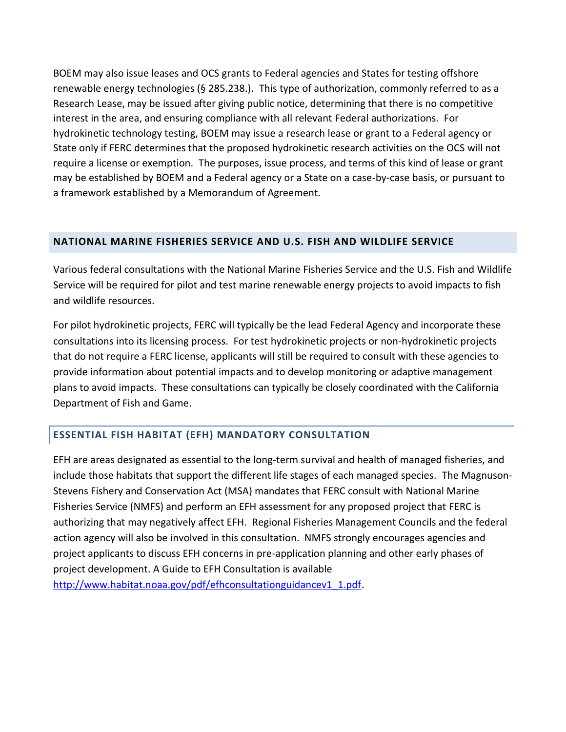BOEM may also issue leases and OCS grants to Federal agencies and States for testing offshore renewable energy technologies (§ 285.238.). This type of authorization, commonly referred to as a Research Lease, may be issued after giving public notice, determining that there is no competitive interest in the area, and ensuring compliance with all relevant Federal authorizations. For hydrokinetic technology testing, BOEM may issue a research lease or grant to a Federal agency or State only if FERC determines that the proposed hydrokinetic research activities on the OCS will not require a license or exemption. The purposes, issue process, and terms of this kind of lease or grant may be established by BOEM and a Federal agency or a State on a case-by-case basis, or pursuant to a framework established by a Memorandum of Agreement.

## NATIONAL MARINE FISHERIES SERVICE AND U.S. FISH AND WILDLIFE SERVICE

Various federal consultations with the National Marine Fisheries Service and the U.S. Fish and Wildlife Service will be required for pilot and test marine renewable energy projects to avoid impacts to fish and wildlife resources.

For pilot hydrokinetic projects, FERC will typically be the lead Federal Agency and incorporate these consultations into its licensing process. For test hydrokinetic projects or non-hydrokinetic projects that do not require a FERC license, applicants will still be required to consult with these agencies to provide information about potential impacts and to develop monitoring or adaptive management plans to avoid impacts. These consultations can typically be closely coordinated with the California Department of Fish and Game.

### ESSENTIAL FISH HABITAT (EFH) MANDATORY CONSULTATION

EFH are areas designated as essential to the long-term survival and health of managed fisheries, and include those habitats that support the different life stages of each managed species. The Magnuson-Stevens Fishery and Conservation Act (MSA) mandates that FERC consult with National Marine Fisheries Service (NMFS) and perform an EFH assessment for any proposed project that FERC is authorizing that may negatively affect EFH. Regional Fisheries Management Councils and the federal action agency will also be involved in this consultation. NMFS strongly encourages agencies and project applicants to discuss EFH concerns in pre-application planning and other early phases of project development. A Guide to EFH Consultation is available http://www.habitat.noaa.gov/pdf/efhconsultationguidancev1_1.pdf.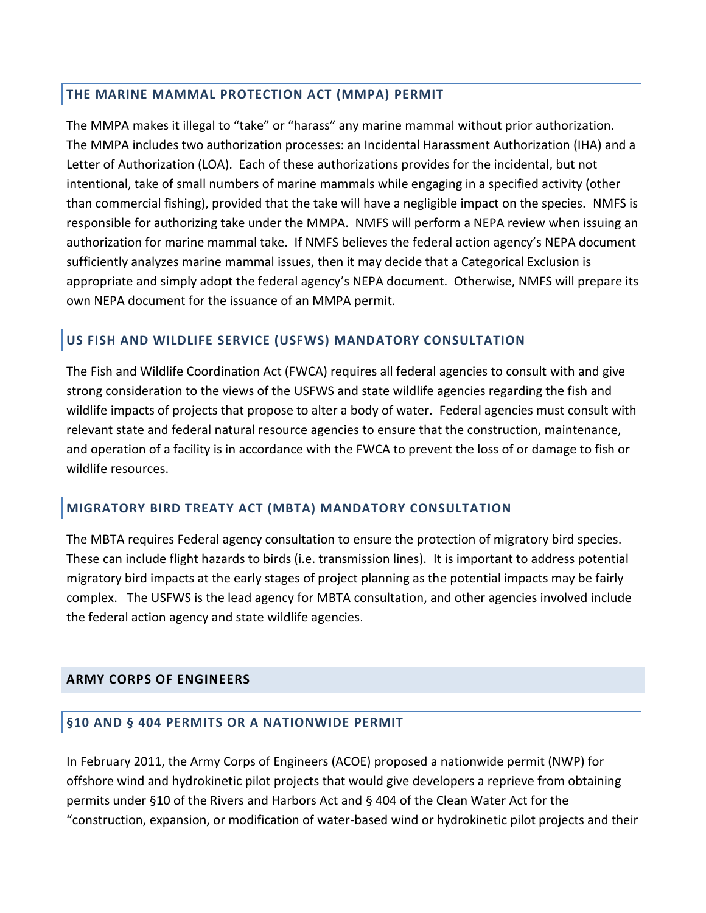### THE MARINE MAMMAL PROTECTION ACT (MMPA) PERMIT

The MMPA makes it illegal to "take" or "harass" any marine mammal without prior authorization. The MMPA includes two authorization processes: an Incidental Harassment Authorization (IHA) and a Letter of Authorization (LOA). Each of these authorizations provides for the incidental, but not intentional, take of small numbers of marine mammals while engaging in a specified activity (other than commercial fishing), provided that the take will have a negligible impact on the species. NMFS is responsible for authorizing take under the MMPA. NMFS will perform a NEPA review when issuing an authorization for marine mammal take. If NMFS believes the federal action agency's NEPA document sufficiently analyzes marine mammal issues, then it may decide that a Categorical Exclusion is appropriate and simply adopt the federal agency's NEPA document. Otherwise, NMFS will prepare its own NEPA document for the issuance of an MMPA permit.

### US FISH AND WILDLIFE SERVICE (USFWS) MANDATORY CONSULTATION

The Fish and Wildlife Coordination Act (FWCA) requires all federal agencies to consult with and give strong consideration to the views of the USFWS and state wildlife agencies regarding the fish and wildlife impacts of projects that propose to alter a body of water. Federal agencies must consult with relevant state and federal natural resource agencies to ensure that the construction, maintenance, and operation of a facility is in accordance with the FWCA to prevent the loss of or damage to fish or wildlife resources.

### MIGRATORY BIRD TREATY ACT (MBTA) MANDATORY CONSULTATION

The MBTA requires Federal agency consultation to ensure the protection of migratory bird species. These can include flight hazards to birds (i.e. transmission lines). It is important to address potential migratory bird impacts at the early stages of project planning as the potential impacts may be fairly complex. The USFWS is the lead agency for MBTA consultation, and other agencies involved include the federal action agency and state wildlife agencies.

## ARMY CORPS OF ENGINEERS

### §10 AND § 404 PERMITS OR A NATIONWIDE PERMIT

In February 2011, the Army Corps of Engineers (ACOE) proposed a nationwide permit (NWP) for offshore wind and hydrokinetic pilot projects that would give developers a reprieve from obtaining permits under §10 of the Rivers and Harbors Act and § 404 of the Clean Water Act for the "construction, expansion, or modification of water-based wind or hydrokinetic pilot projects and their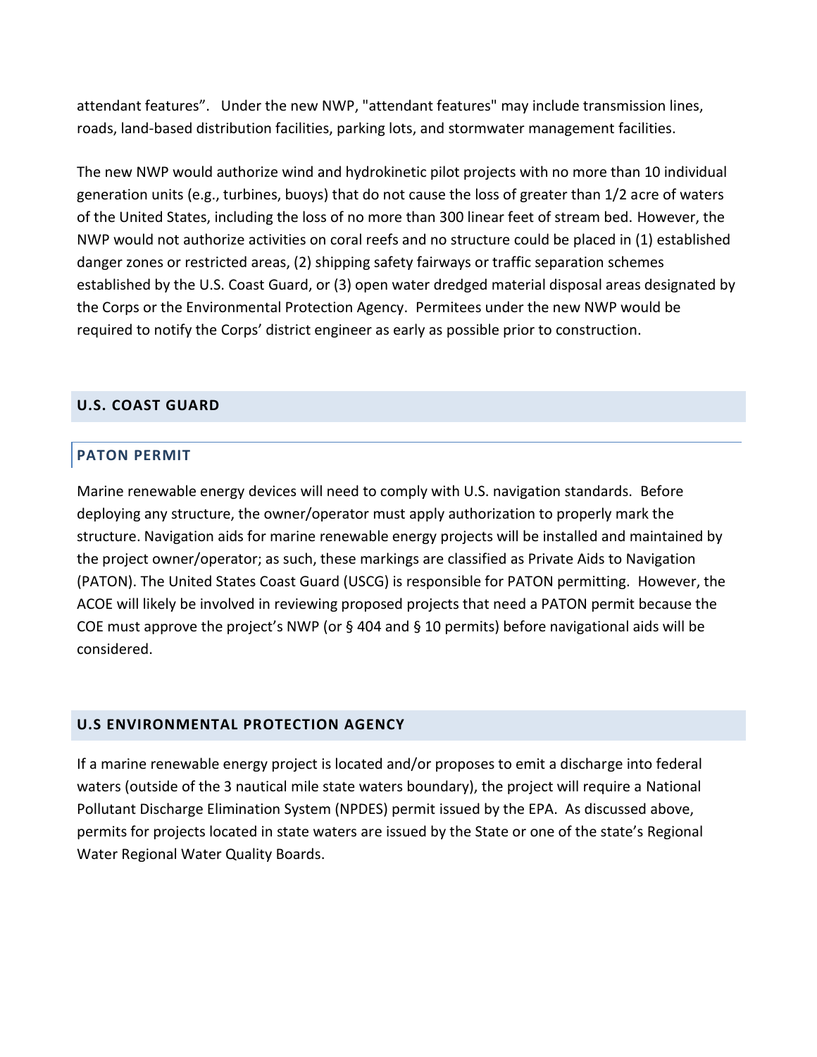attendant features". Under the new NWP, "attendant features" may include transmission lines, roads, land-based distribution facilities, parking lots, and stormwater management facilities.

The new NWP would authorize wind and hydrokinetic pilot projects with no more than 10 individual generation units (e.g., turbines, buoys) that do not cause the loss of greater than 1/2 acre of waters of the United States, including the loss of no more than 300 linear feet of stream bed. However, the NWP would not authorize activities on coral reefs and no structure could be placed in (1) established danger zones or restricted areas, (2) shipping safety fairways or traffic separation schemes established by the U.S. Coast Guard, or (3) open water dredged material disposal areas designated by the Corps or the Environmental Protection Agency. Permitees under the new NWP would be required to notify the Corps' district engineer as early as possible prior to construction.

## U.S. COAST GUARD

### PATON PERMIT

Marine renewable energy devices will need to comply with U.S. navigation standards. Before deploying any structure, the owner/operator must apply authorization to properly mark the structure. Navigation aids for marine renewable energy projects will be installed and maintained by the project owner/operator; as such, these markings are classified as Private Aids to Navigation (PATON). The United States Coast Guard (USCG) is responsible for PATON permitting. However, the ACOE will likely be involved in reviewing proposed projects that need a PATON permit because the COE must approve the project's NWP (or § 404 and § 10 permits) before navigational aids will be considered.

## U.S ENVIRONMENTAL PROTECTION AGENCY

If a marine renewable energy project is located and/or proposes to emit a discharge into federal waters (outside of the 3 nautical mile state waters boundary), the project will require a National Pollutant Discharge Elimination System (NPDES) permit issued by the EPA. As discussed above, permits for projects located in state waters are issued by the State or one of the state's Regional Water Regional Water Quality Boards.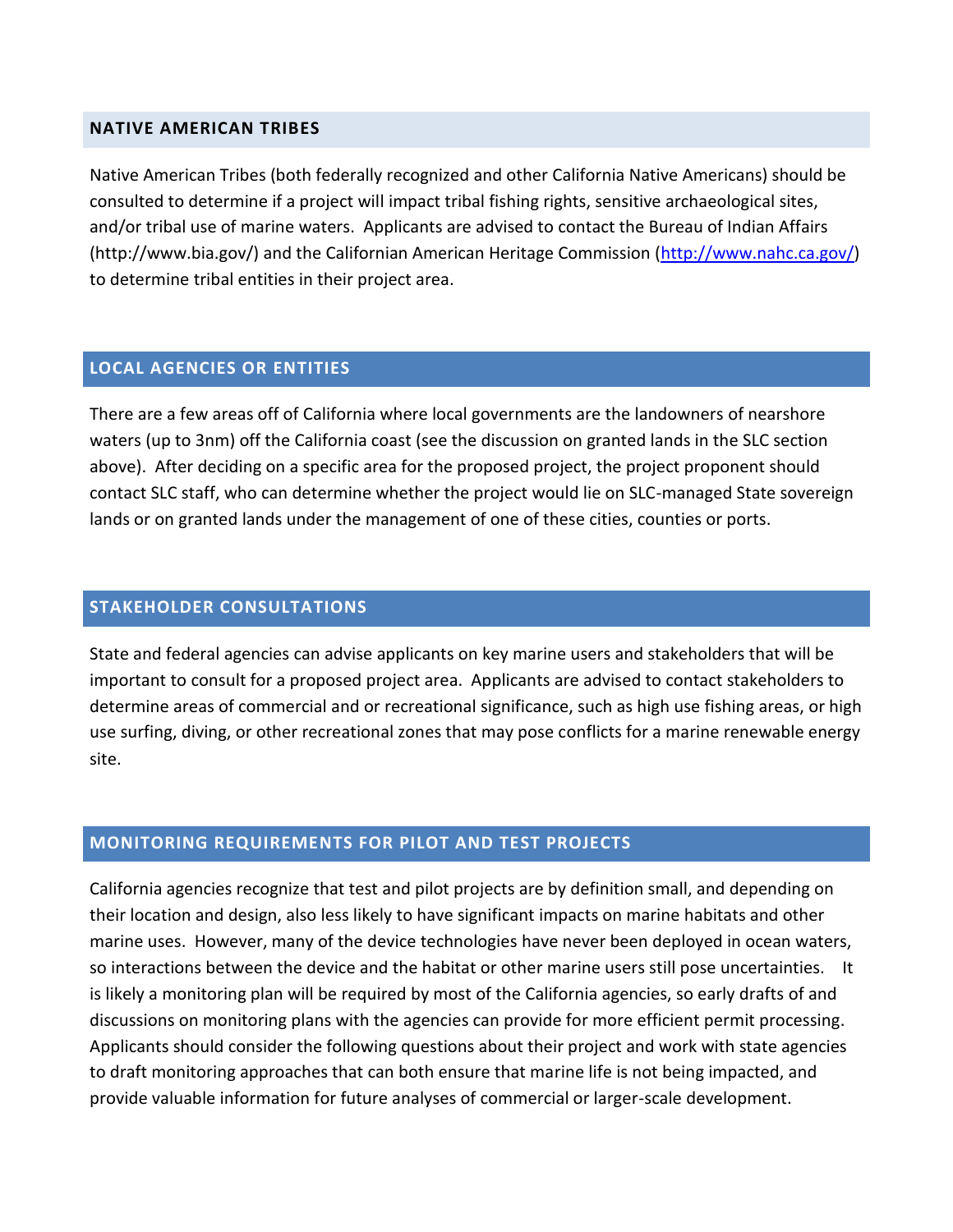## NATIVE AMERICAN TRIBES

Native American Tribes (both federally recognized and other California Native Americans) should be consulted to determine if a project will impact tribal fishing rights, sensitive archaeological sites, and/or tribal use of marine waters. Applicants are advised to contact the Bureau of Indian Affairs (http://www.bia.gov/) and the Californian American Heritage Commission (http://www.nahc.ca.gov/) to determine tribal entities in their project area.

## LOCAL AGENCIES OR ENTITIES

There are a few areas off of California where local governments are the landowners of nearshore waters (up to 3nm) off the California coast (see the discussion on granted lands in the SLC section above). After deciding on a specific area for the proposed project, the project proponent should contact SLC staff, who can determine whether the project would lie on SLC-managed State sovereign lands or on granted lands under the management of one of these cities, counties or ports.

## STAKEHOLDER CONSULTATIONS

State and federal agencies can advise applicants on key marine users and stakeholders that will be important to consult for a proposed project area. Applicants are advised to contact stakeholders to determine areas of commercial and or recreational significance, such as high use fishing areas, or high use surfing, diving, or other recreational zones that may pose conflicts for a marine renewable energy site.

## MONITORING REQUIREMENTS FOR PILOT AND TEST PROJECTS

California agencies recognize that test and pilot projects are by definition small, and depending on their location and design, also less likely to have significant impacts on marine habitats and other marine uses. However, many of the device technologies have never been deployed in ocean waters, so interactions between the device and the habitat or other marine users still pose uncertainties. It is likely a monitoring plan will be required by most of the California agencies, so early drafts of and discussions on monitoring plans with the agencies can provide for more efficient permit processing. Applicants should consider the following questions about their project and work with state agencies to draft monitoring approaches that can both ensure that marine life is not being impacted, and provide valuable information for future analyses of commercial or larger-scale development.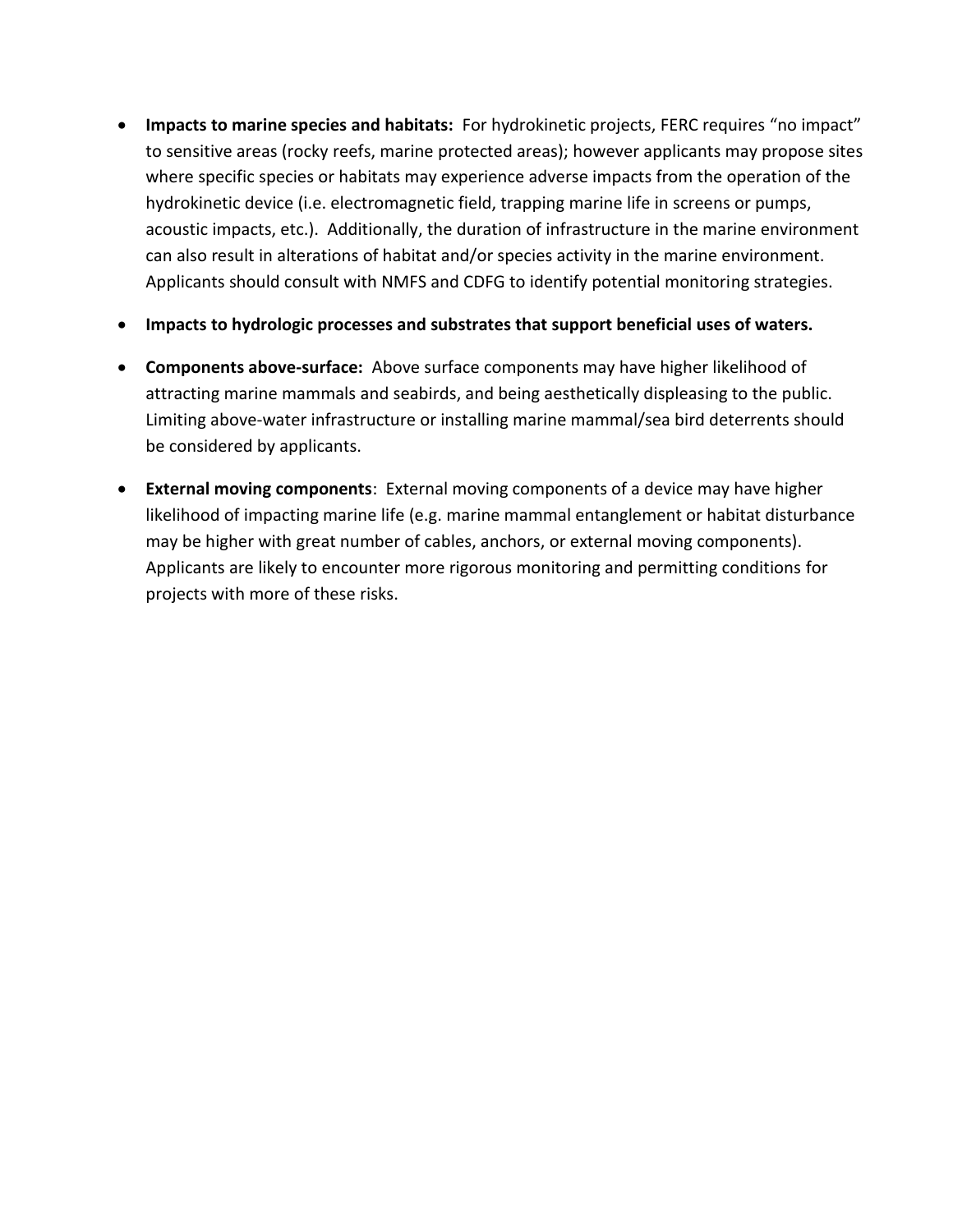- **Impacts to marine species and habitats:** For hydrokinetic projects, FERC requires "no impact" to sensitive areas (rocky reefs, marine protected areas); however applicants may propose sites where specific species or habitats may experience adverse impacts from the operation of the hydrokinetic device (i.e. electromagnetic field, trapping marine life in screens or pumps, acoustic impacts, etc.). Additionally, the duration of infrastructure in the marine environment can also result in alterations of habitat and/or species activity in the marine environment. Applicants should consult with NMFS and CDFG to identify potential monitoring strategies.

- **Impacts to hydrologic processes and substrates that support beneficial uses of waters.**

- **Components above-surface:** Above surface components may have higher likelihood of attracting marine mammals and seabirds, and being aesthetically displeasing to the public. Limiting above-water infrastructure or installing marine mammal/sea bird deterrents should be considered by applicants.

- **External moving components**: External moving components of a device may have higher likelihood of impacting marine life (e.g. marine mammal entanglement or habitat disturbance may be higher with great number of cables, anchors, or external moving components). Applicants are likely to encounter more rigorous monitoring and permitting conditions for projects with more of these risks.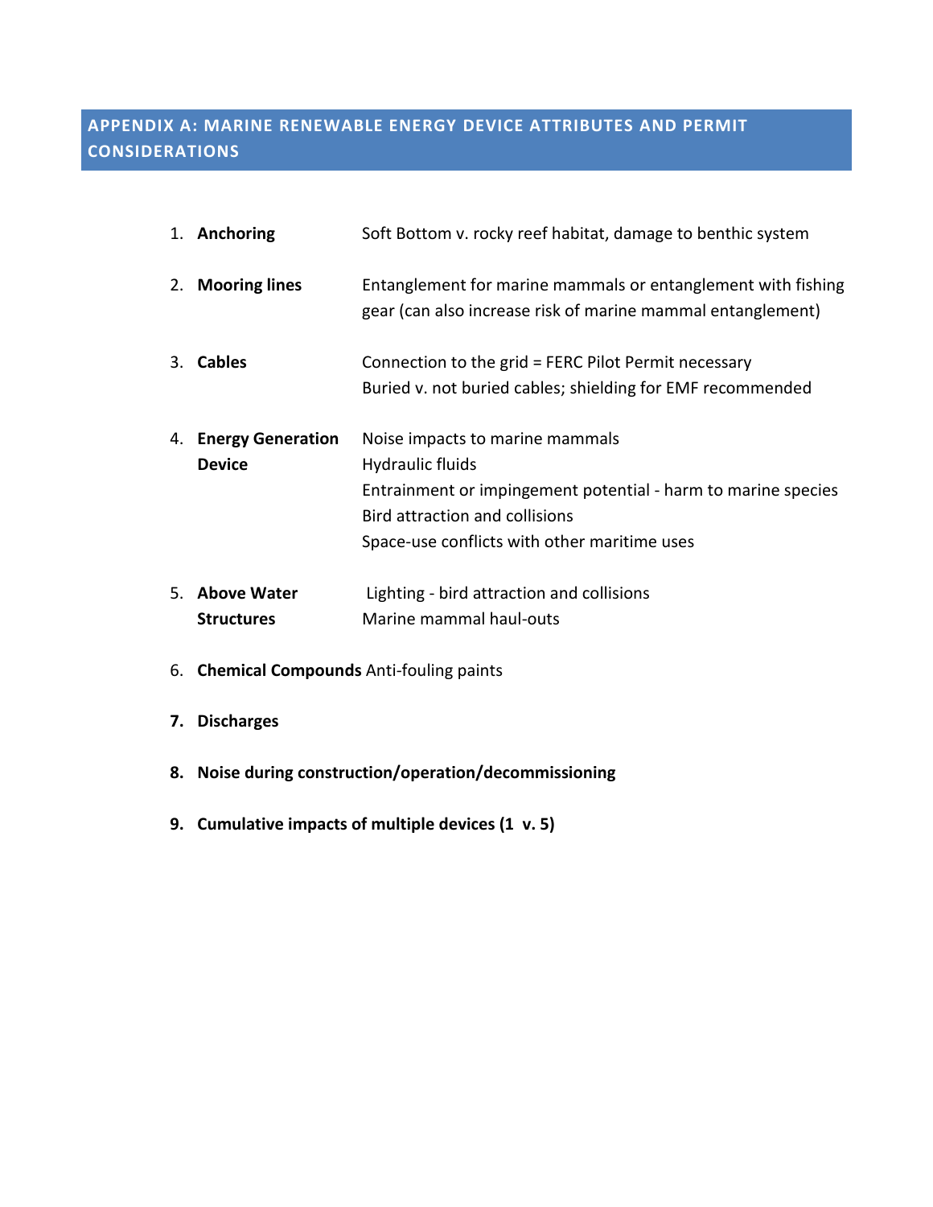## APPENDIX A: MARINE RENEWABLE ENERGY DEVICE ATTRIBUTES AND PERMIT CONSIDERATIONS

1. **Anchoring** Soft Bottom v. rocky reef habitat, damage to benthic system

2. **Mooring lines** Entanglement for marine mammals or entanglement with fishing gear (can also increase risk of marine mammal entanglement)

3. **Cables** Connection to the grid = FERC Pilot Permit necessary
   Buried v. not buried cables; shielding for EMF recommended

4. **Energy Generation Device** Noise impacts to marine mammals
   Hydraulic fluids
   Entrainment or impingement potential - harm to marine species
   Bird attraction and collisions
   Space-use conflicts with other maritime uses

5. **Above Water Structures** Lighting - bird attraction and collisions
   Marine mammal haul-outs

6. **Chemical Compounds** Anti-fouling paints

7. **Discharges**

8. **Noise during construction/operation/decommissioning**

9. **Cumulative impacts of multiple devices (1 v. 5)**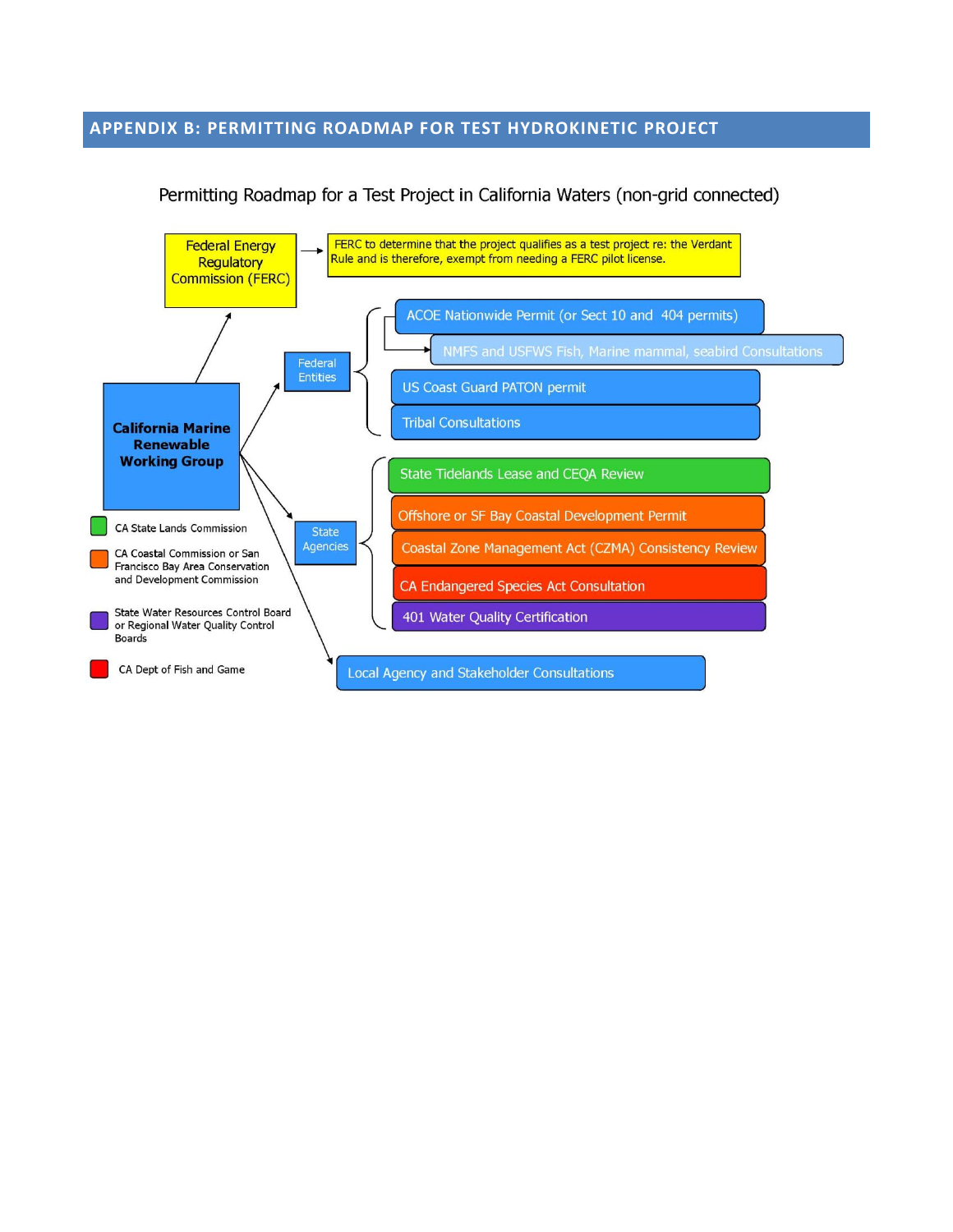## APPENDIX B: PERMITTING ROADMAP FOR TEST HYDROKINETIC PROJECT

Permitting Roadmap for a Test Project in California Waters (non-grid connected)

**California Marine Renewable Working Group**

- Federal Energy Regulatory Commission (FERC) → FERC to determine that the project qualifies as a test project re: the Verdant Rule and is therefore, exempt from needing a FERC pilot license.
- Federal Entities
  - ACOE Nationwide Permit (or Sect 10 and 404 permits)
    - NMFS and USFWS Fish, Marine mammal, seabird Consultations
  - US Coast Guard PATON permit
  - Tribal Consultations
- State Agencies
  - State Tidelands Lease and CEQA Review
  - Offshore or SF Bay Coastal Development Permit
  - Coastal Zone Management Act (CZMA) Consistency Review
  - CA Endangered Species Act Consultation
  - 401 Water Quality Certification
- Local Agency and Stakeholder Consultations

Legend:

- Green: CA State Lands Commission
- Orange: CA Coastal Commission or San Francisco Bay Area Conservation and Development Commission
- Purple: State Water Resources Control Board or Regional Water Quality Control Boards
- Red: CA Dept of Fish and Game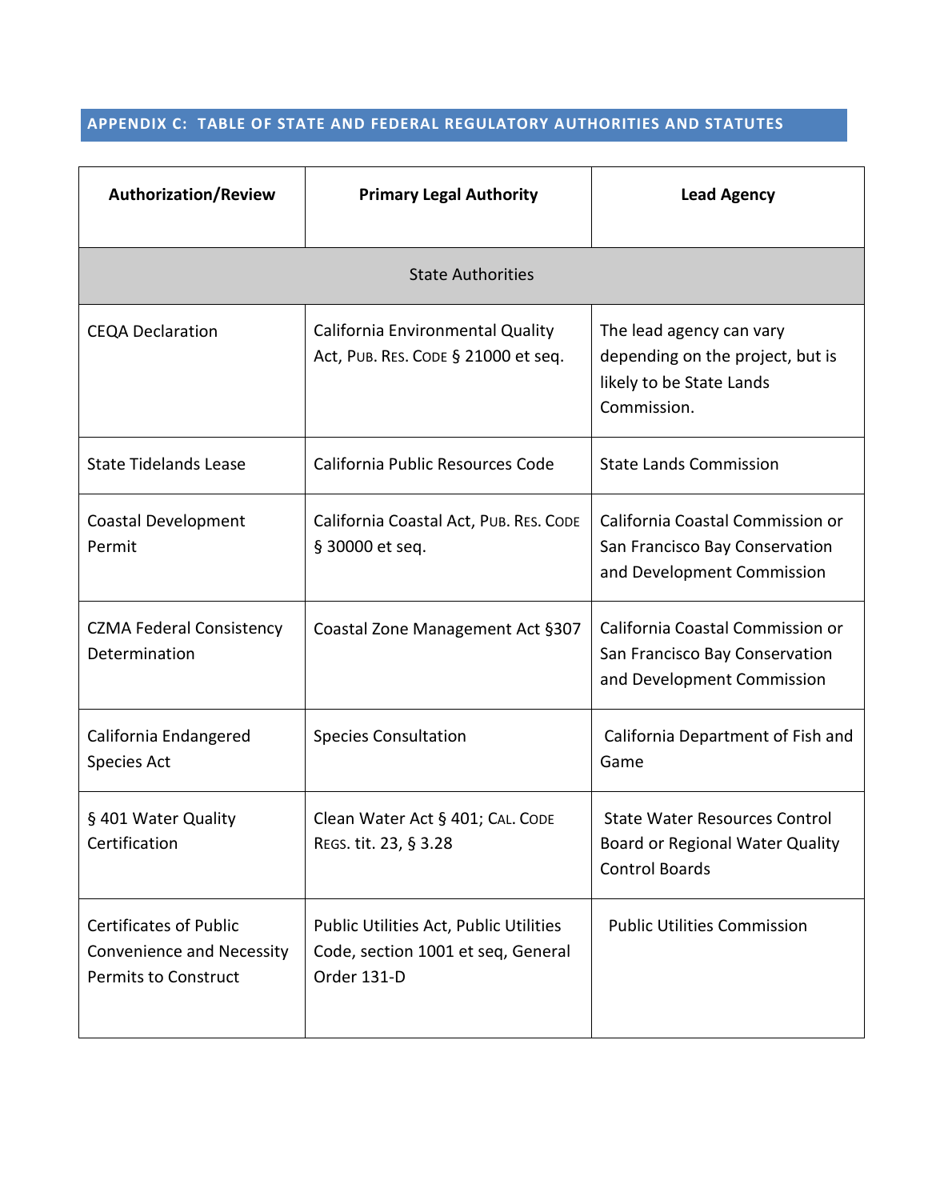## APPENDIX C: TABLE OF STATE AND FEDERAL REGULATORY AUTHORITIES AND STATUTES

| Authorization/Review | Primary Legal Authority | Lead Agency |
|---|---|---|
| State Authorities | | |
| CEQA Declaration | California Environmental Quality Act, PUB. RES. CODE § 21000 et seq. | The lead agency can vary depending on the project, but is likely to be State Lands Commission. |
| State Tidelands Lease | California Public Resources Code | State Lands Commission |
| Coastal Development Permit | California Coastal Act, PUB. RES. CODE § 30000 et seq. | California Coastal Commission or San Francisco Bay Conservation and Development Commission |
| CZMA Federal Consistency Determination | Coastal Zone Management Act §307 | California Coastal Commission or San Francisco Bay Conservation and Development Commission |
| California Endangered Species Act | Species Consultation | California Department of Fish and Game |
| § 401 Water Quality Certification | Clean Water Act § 401; CAL. CODE REGS. tit. 23, § 3.28 | State Water Resources Control Board or Regional Water Quality Control Boards |
| Certificates of Public Convenience and Necessity Permits to Construct | Public Utilities Act, Public Utilities Code, section 1001 et seq, General Order 131-D | Public Utilities Commission |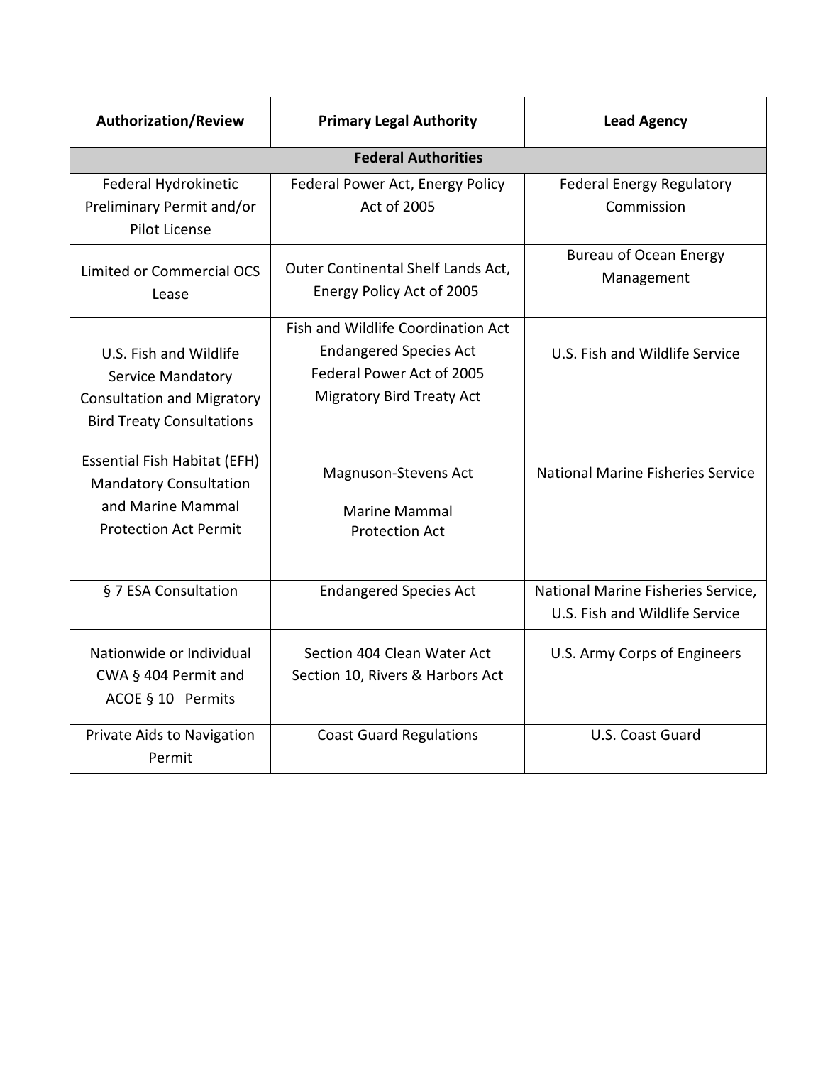| Authorization/Review | Primary Legal Authority | Lead Agency |
|---|---|---|
| **Federal Authorities** | | |
| Federal Hydrokinetic Preliminary Permit and/or Pilot License | Federal Power Act, Energy Policy Act of 2005 | Federal Energy Regulatory Commission |
| Limited or Commercial OCS Lease | Outer Continental Shelf Lands Act, Energy Policy Act of 2005 | Bureau of Ocean Energy Management |
| U.S. Fish and Wildlife Service Mandatory Consultation and Migratory Bird Treaty Consultations | Fish and Wildlife Coordination Act<br>Endangered Species Act<br>Federal Power Act of 2005<br>Migratory Bird Treaty Act | U.S. Fish and Wildlife Service |
| Essential Fish Habitat (EFH) Mandatory Consultation and Marine Mammal Protection Act Permit | Magnuson-Stevens Act<br><br>Marine Mammal Protection Act | National Marine Fisheries Service |
| § 7 ESA Consultation | Endangered Species Act | National Marine Fisheries Service, U.S. Fish and Wildlife Service |
| Nationwide or Individual CWA § 404 Permit and ACOE § 10 Permits | Section 404 Clean Water Act<br>Section 10, Rivers & Harbors Act | U.S. Army Corps of Engineers |
| Private Aids to Navigation Permit | Coast Guard Regulations | U.S. Coast Guard |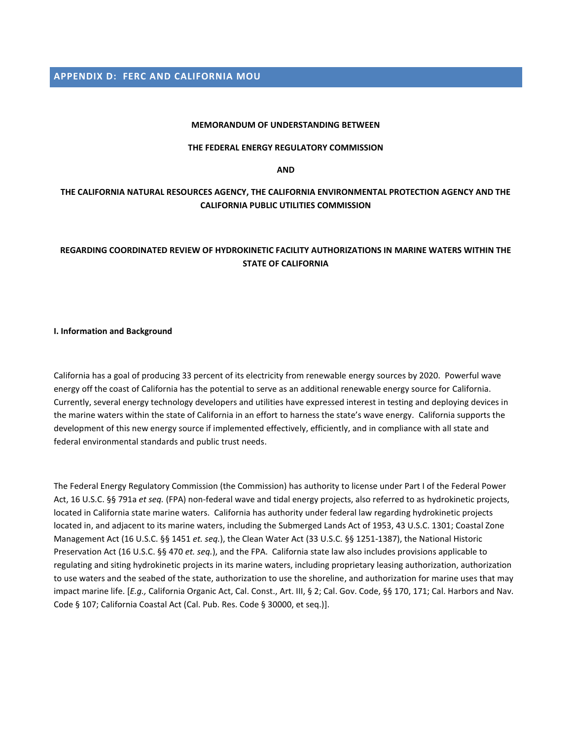## APPENDIX D: FERC AND CALIFORNIA MOU

**MEMORANDUM OF UNDERSTANDING BETWEEN**

**THE FEDERAL ENERGY REGULATORY COMMISSION**

**AND**

**THE CALIFORNIA NATURAL RESOURCES AGENCY, THE CALIFORNIA ENVIRONMENTAL PROTECTION AGENCY AND THE CALIFORNIA PUBLIC UTILITIES COMMISSION**

**REGARDING COORDINATED REVIEW OF HYDROKINETIC FACILITY AUTHORIZATIONS IN MARINE WATERS WITHIN THE STATE OF CALIFORNIA**

**I. Information and Background**

California has a goal of producing 33 percent of its electricity from renewable energy sources by 2020. Powerful wave energy off the coast of California has the potential to serve as an additional renewable energy source for California. Currently, several energy technology developers and utilities have expressed interest in testing and deploying devices in the marine waters within the state of California in an effort to harness the state's wave energy. California supports the development of this new energy source if implemented effectively, efficiently, and in compliance with all state and federal environmental standards and public trust needs.

The Federal Energy Regulatory Commission (the Commission) has authority to license under Part I of the Federal Power Act, 16 U.S.C. §§ 791a *et seq.* (FPA) non-federal wave and tidal energy projects, also referred to as hydrokinetic projects, located in California state marine waters. California has authority under federal law regarding hydrokinetic projects located in, and adjacent to its marine waters, including the Submerged Lands Act of 1953, 43 U.S.C. 1301; Coastal Zone Management Act (16 U.S.C. §§ 1451 *et. seq.*), the Clean Water Act (33 U.S.C. §§ 1251-1387), the National Historic Preservation Act (16 U.S.C. §§ 470 *et. seq.*), and the FPA. California state law also includes provisions applicable to regulating and siting hydrokinetic projects in its marine waters, including proprietary leasing authorization, authorization to use waters and the seabed of the state, authorization to use the shoreline, and authorization for marine uses that may impact marine life. [*E.g.,* California Organic Act, Cal. Const., Art. III, § 2; Cal. Gov. Code, §§ 170, 171; Cal. Harbors and Nav. Code § 107; California Coastal Act (Cal. Pub. Res. Code § 30000, et seq.)].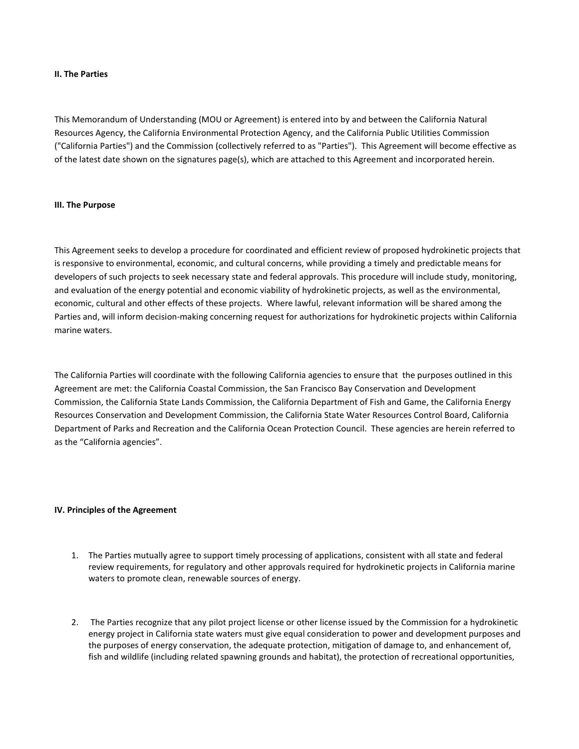**II. The Parties**

This Memorandum of Understanding (MOU or Agreement) is entered into by and between the California Natural Resources Agency, the California Environmental Protection Agency, and the California Public Utilities Commission ("California Parties") and the Commission (collectively referred to as "Parties"). This Agreement will become effective as of the latest date shown on the signatures page(s), which are attached to this Agreement and incorporated herein.

**III. The Purpose**

This Agreement seeks to develop a procedure for coordinated and efficient review of proposed hydrokinetic projects that is responsive to environmental, economic, and cultural concerns, while providing a timely and predictable means for developers of such projects to seek necessary state and federal approvals. This procedure will include study, monitoring, and evaluation of the energy potential and economic viability of hydrokinetic projects, as well as the environmental, economic, cultural and other effects of these projects. Where lawful, relevant information will be shared among the Parties and, will inform decision-making concerning request for authorizations for hydrokinetic projects within California marine waters.

The California Parties will coordinate with the following California agencies to ensure that the purposes outlined in this Agreement are met: the California Coastal Commission, the San Francisco Bay Conservation and Development Commission, the California State Lands Commission, the California Department of Fish and Game, the California Energy Resources Conservation and Development Commission, the California State Water Resources Control Board, California Department of Parks and Recreation and the California Ocean Protection Council. These agencies are herein referred to as the "California agencies".

**IV. Principles of the Agreement**

1. The Parties mutually agree to support timely processing of applications, consistent with all state and federal review requirements, for regulatory and other approvals required for hydrokinetic projects in California marine waters to promote clean, renewable sources of energy.

2. The Parties recognize that any pilot project license or other license issued by the Commission for a hydrokinetic energy project in California state waters must give equal consideration to power and development purposes and the purposes of energy conservation, the adequate protection, mitigation of damage to, and enhancement of, fish and wildlife (including related spawning grounds and habitat), the protection of recreational opportunities,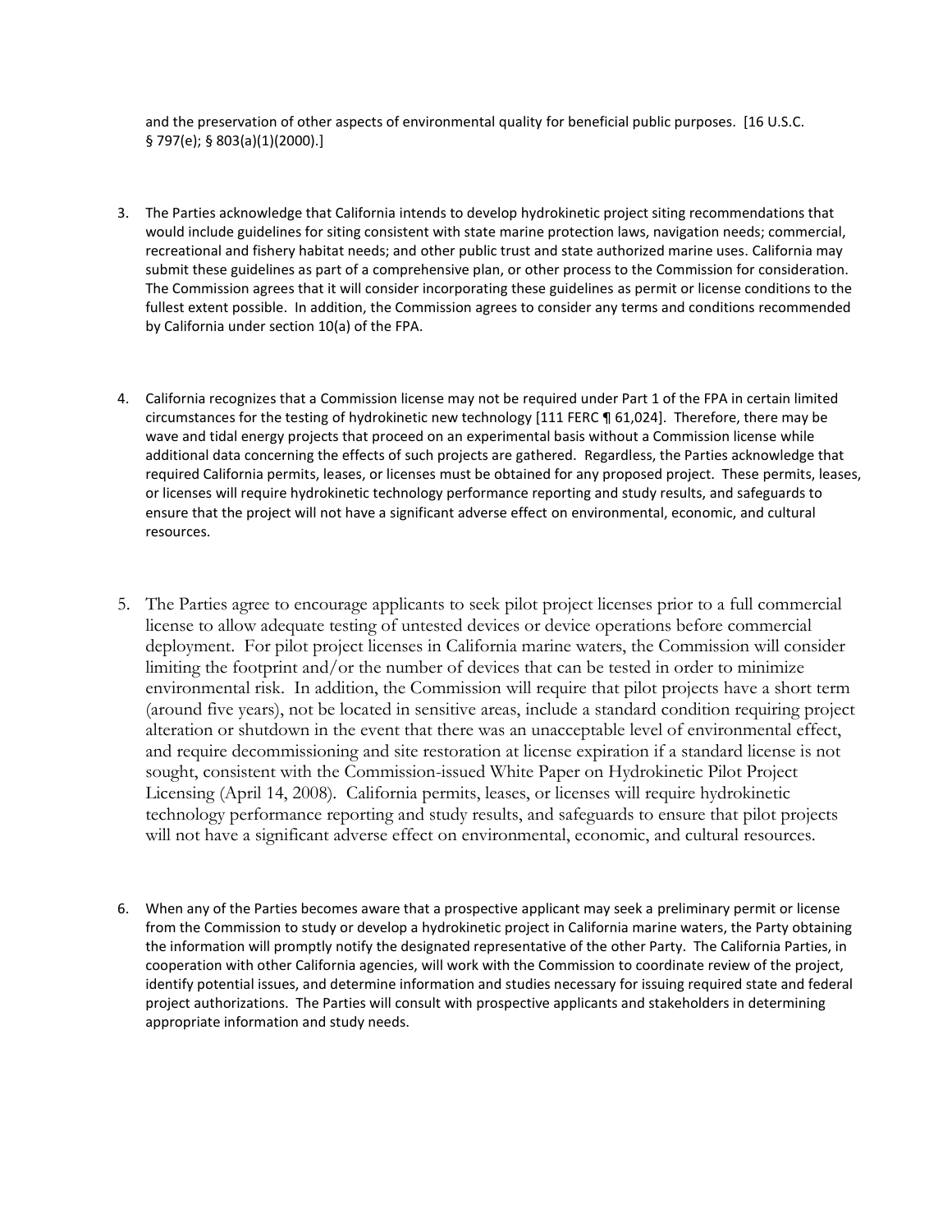and the preservation of other aspects of environmental quality for beneficial public purposes. [16 U.S.C. § 797(e); § 803(a)(1)(2000).]

3. The Parties acknowledge that California intends to develop hydrokinetic project siting recommendations that would include guidelines for siting consistent with state marine protection laws, navigation needs; commercial, recreational and fishery habitat needs; and other public trust and state authorized marine uses. California may submit these guidelines as part of a comprehensive plan, or other process to the Commission for consideration. The Commission agrees that it will consider incorporating these guidelines as permit or license conditions to the fullest extent possible. In addition, the Commission agrees to consider any terms and conditions recommended by California under section 10(a) of the FPA.

4. California recognizes that a Commission license may not be required under Part 1 of the FPA in certain limited circumstances for the testing of hydrokinetic new technology [111 FERC ¶ 61,024]. Therefore, there may be wave and tidal energy projects that proceed on an experimental basis without a Commission license while additional data concerning the effects of such projects are gathered. Regardless, the Parties acknowledge that required California permits, leases, or licenses must be obtained for any proposed project. These permits, leases, or licenses will require hydrokinetic technology performance reporting and study results, and safeguards to ensure that the project will not have a significant adverse effect on environmental, economic, and cultural resources.

5. The Parties agree to encourage applicants to seek pilot project licenses prior to a full commercial license to allow adequate testing of untested devices or device operations before commercial deployment. For pilot project licenses in California marine waters, the Commission will consider limiting the footprint and/or the number of devices that can be tested in order to minimize environmental risk. In addition, the Commission will require that pilot projects have a short term (around five years), not be located in sensitive areas, include a standard condition requiring project alteration or shutdown in the event that there was an unacceptable level of environmental effect, and require decommissioning and site restoration at license expiration if a standard license is not sought, consistent with the Commission-issued White Paper on Hydrokinetic Pilot Project Licensing (April 14, 2008). California permits, leases, or licenses will require hydrokinetic technology performance reporting and study results, and safeguards to ensure that pilot projects will not have a significant adverse effect on environmental, economic, and cultural resources.

6. When any of the Parties becomes aware that a prospective applicant may seek a preliminary permit or license from the Commission to study or develop a hydrokinetic project in California marine waters, the Party obtaining the information will promptly notify the designated representative of the other Party. The California Parties, in cooperation with other California agencies, will work with the Commission to coordinate review of the project, identify potential issues, and determine information and studies necessary for issuing required state and federal project authorizations. The Parties will consult with prospective applicants and stakeholders in determining appropriate information and study needs.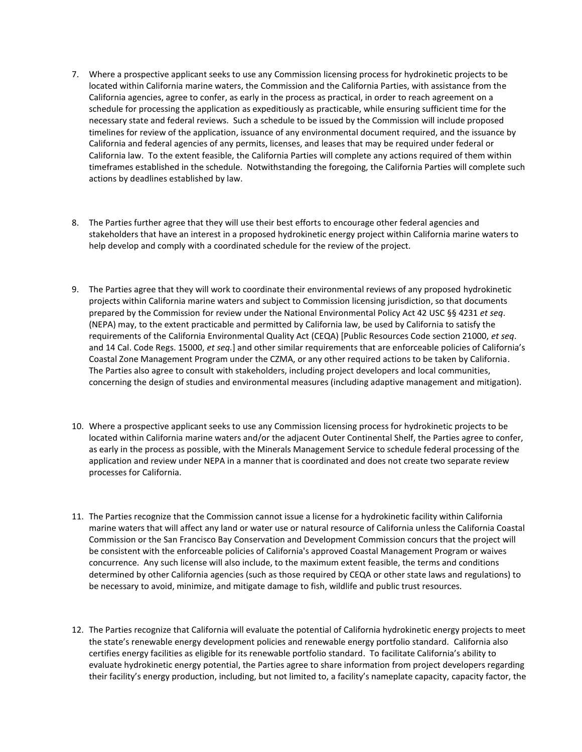7. Where a prospective applicant seeks to use any Commission licensing process for hydrokinetic projects to be located within California marine waters, the Commission and the California Parties, with assistance from the California agencies, agree to confer, as early in the process as practical, in order to reach agreement on a schedule for processing the application as expeditiously as practicable, while ensuring sufficient time for the necessary state and federal reviews. Such a schedule to be issued by the Commission will include proposed timelines for review of the application, issuance of any environmental document required, and the issuance by California and federal agencies of any permits, licenses, and leases that may be required under federal or California law. To the extent feasible, the California Parties will complete any actions required of them within timeframes established in the schedule. Notwithstanding the foregoing, the California Parties will complete such actions by deadlines established by law.

8. The Parties further agree that they will use their best efforts to encourage other federal agencies and stakeholders that have an interest in a proposed hydrokinetic energy project within California marine waters to help develop and comply with a coordinated schedule for the review of the project.

9. The Parties agree that they will work to coordinate their environmental reviews of any proposed hydrokinetic projects within California marine waters and subject to Commission licensing jurisdiction, so that documents prepared by the Commission for review under the National Environmental Policy Act 42 USC §§ 4231 *et seq*. (NEPA) may, to the extent practicable and permitted by California law, be used by California to satisfy the requirements of the California Environmental Quality Act (CEQA) [Public Resources Code section 21000, *et seq*. and 14 Cal. Code Regs. 15000, *et seq.*] and other similar requirements that are enforceable policies of California's Coastal Zone Management Program under the CZMA, or any other required actions to be taken by California. The Parties also agree to consult with stakeholders, including project developers and local communities, concerning the design of studies and environmental measures (including adaptive management and mitigation).

10. Where a prospective applicant seeks to use any Commission licensing process for hydrokinetic projects to be located within California marine waters and/or the adjacent Outer Continental Shelf, the Parties agree to confer, as early in the process as possible, with the Minerals Management Service to schedule federal processing of the application and review under NEPA in a manner that is coordinated and does not create two separate review processes for California.

11. The Parties recognize that the Commission cannot issue a license for a hydrokinetic facility within California marine waters that will affect any land or water use or natural resource of California unless the California Coastal Commission or the San Francisco Bay Conservation and Development Commission concurs that the project will be consistent with the enforceable policies of California's approved Coastal Management Program or waives concurrence. Any such license will also include, to the maximum extent feasible, the terms and conditions determined by other California agencies (such as those required by CEQA or other state laws and regulations) to be necessary to avoid, minimize, and mitigate damage to fish, wildlife and public trust resources.

12. The Parties recognize that California will evaluate the potential of California hydrokinetic energy projects to meet the state's renewable energy development policies and renewable energy portfolio standard. California also certifies energy facilities as eligible for its renewable portfolio standard. To facilitate California's ability to evaluate hydrokinetic energy potential, the Parties agree to share information from project developers regarding their facility's energy production, including, but not limited to, a facility's nameplate capacity, capacity factor, the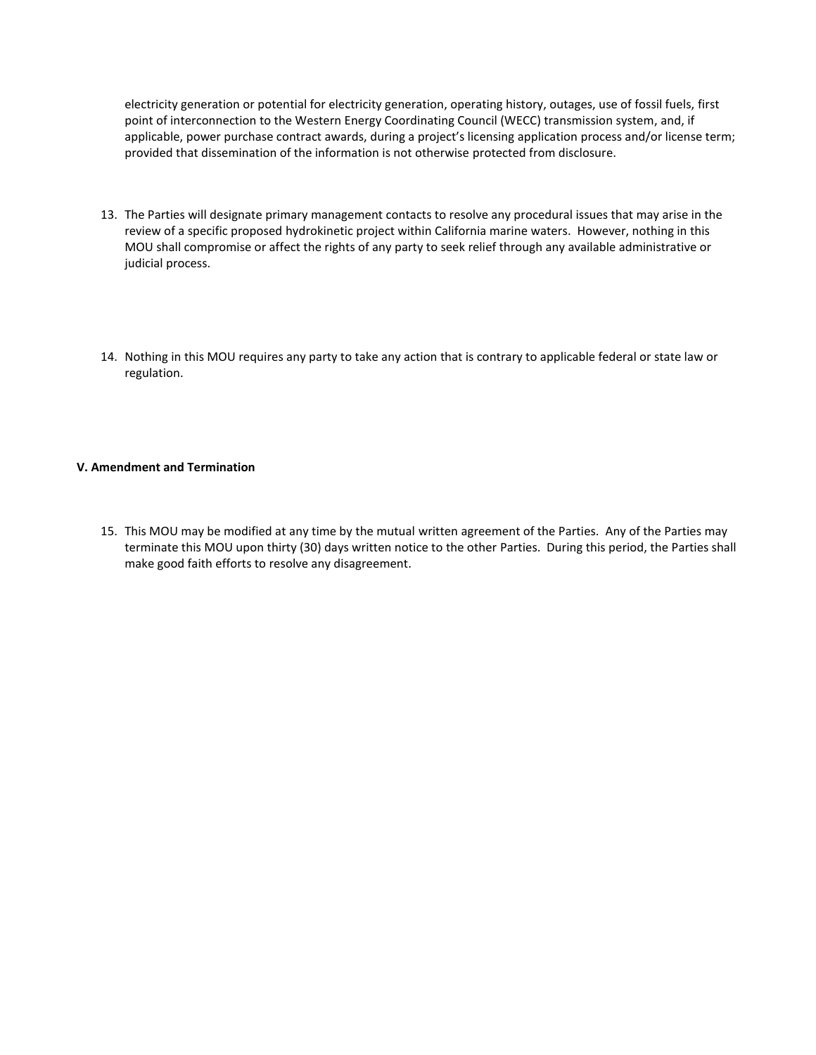electricity generation or potential for electricity generation, operating history, outages, use of fossil fuels, first point of interconnection to the Western Energy Coordinating Council (WECC) transmission system, and, if applicable, power purchase contract awards, during a project's licensing application process and/or license term; provided that dissemination of the information is not otherwise protected from disclosure.

13. The Parties will designate primary management contacts to resolve any procedural issues that may arise in the review of a specific proposed hydrokinetic project within California marine waters. However, nothing in this MOU shall compromise or affect the rights of any party to seek relief through any available administrative or judicial process.

14. Nothing in this MOU requires any party to take any action that is contrary to applicable federal or state law or regulation.

**V. Amendment and Termination**

15. This MOU may be modified at any time by the mutual written agreement of the Parties. Any of the Parties may terminate this MOU upon thirty (30) days written notice to the other Parties. During this period, the Parties shall make good faith efforts to resolve any disagreement.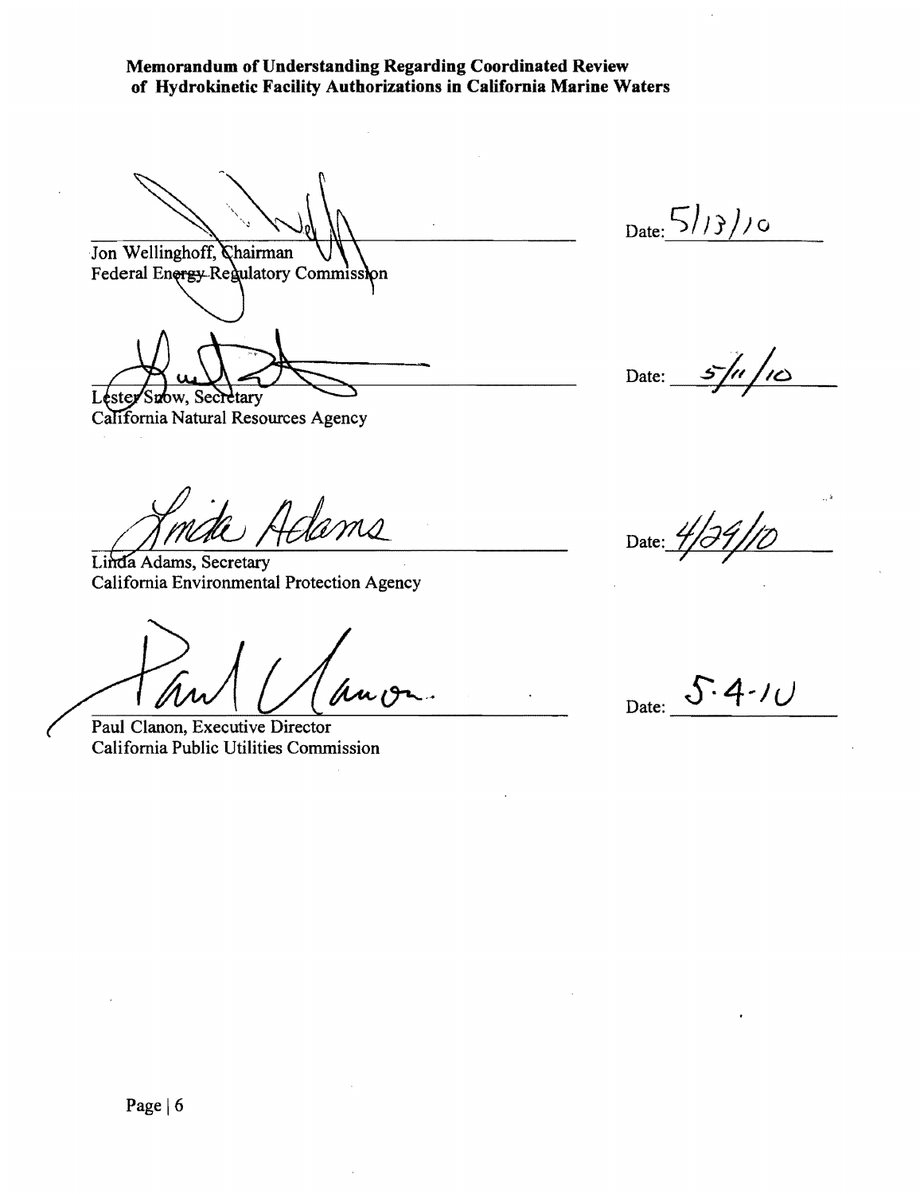**Memorandum of Understanding Regarding Coordinated Review of Hydrokinetic Facility Authorizations in California Marine Waters**

Jon Wellinghoff, Chairman
Federal Energy Regulatory Commission

Date: 5/13/10

Lester Snow, Secretary
California Natural Resources Agency

Date: 5/11/10

Linda Adams, Secretary
California Environmental Protection Agency

Date: 4/29/10

Paul Clanon, Executive Director
California Public Utilities Commission

Date: 5-4-10